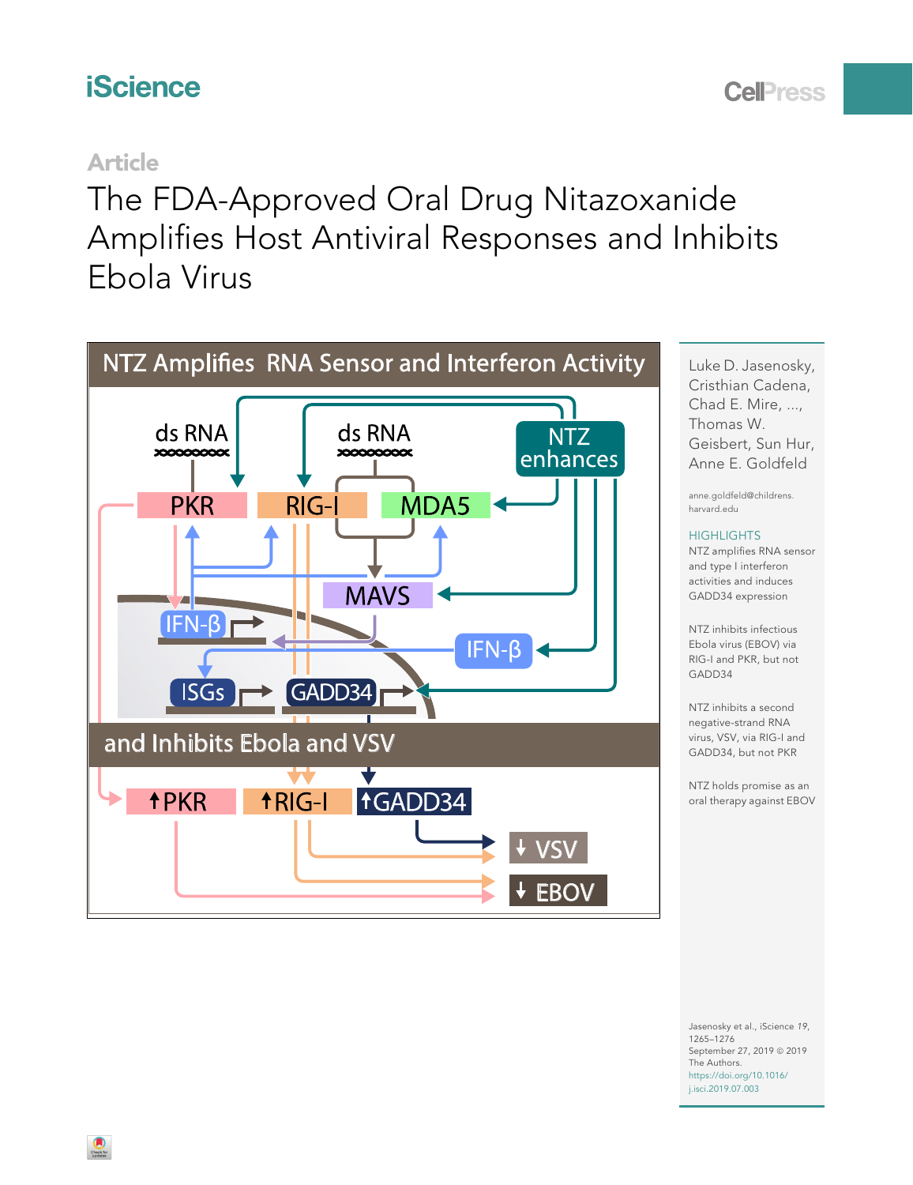Article

# The FDA-Approved Oral Drug Nitazoxanide Amplifies Host Antiviral Responses and Inhibits Ebola Virus

NTZ Amplifies RNA Sensor and Interferon Activity

and Inhibits Ebola and VSV

Luke D. Jasenosky, Cristhian Cadena, Chad E. Mire, ..., Thomas W. Geisbert, Sun Hur, Anne E. Goldfeld

anne.goldfeld@childrens.harvard.edu

## HIGHLIGHTS

NTZ amplifies RNA sensor and type I interferon activities and induces GADD34 expression

NTZ inhibits infectious Ebola virus (EBOV) via RIG-I and PKR, but not GADD34

NTZ inhibits a second negative-strand RNA virus, VSV, via RIG-I and GADD34, but not PKR

NTZ holds promise as an oral therapy against EBOV

Jasenosky et al., iScience 19, 1265–1276
September 27, 2019 © 2019 The Authors.
https://doi.org/10.1016/j.isci.2019.07.003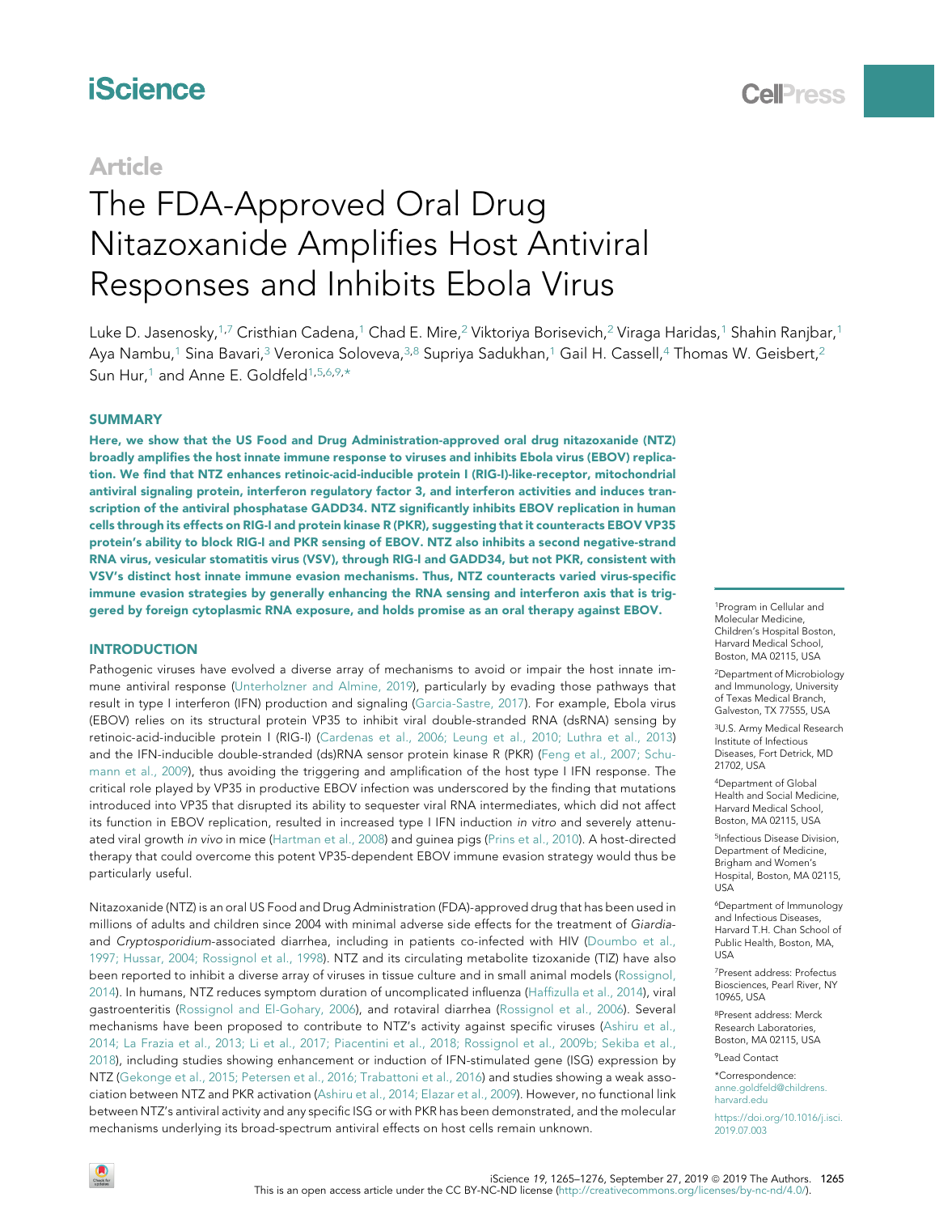Article

# The FDA-Approved Oral Drug Nitazoxanide Amplifies Host Antiviral Responses and Inhibits Ebola Virus

Luke D. Jasenosky,[1,7] Cristhian Cadena,[1] Chad E. Mire,[2] Viktoriya Borisevich,[2] Viraga Haridas,[1] Shahin Ranjbar,[1] Aya Nambu,[1] Sina Bavari,[3] Veronica Soloveva,[3,8] Supriya Sadukhan,[1] Gail H. Cassell,[4] Thomas W. Geisbert,[2] Sun Hur,[1] and Anne E. Goldfeld[1,5,6,9,*]

## SUMMARY

**Here, we show that the US Food and Drug Administration-approved oral drug nitazoxanide (NTZ) broadly amplifies the host innate immune response to viruses and inhibits Ebola virus (EBOV) replication. We find that NTZ enhances retinoic-acid-inducible protein I (RIG-I)-like-receptor, mitochondrial antiviral signaling protein, interferon regulatory factor 3, and interferon activities and induces transcription of the antiviral phosphatase GADD34. NTZ significantly inhibits EBOV replication in human cells through its effects on RIG-I and protein kinase R (PKR), suggesting that it counteracts EBOV VP35 protein's ability to block RIG-I and PKR sensing of EBOV. NTZ also inhibits a second negative-strand RNA virus, vesicular stomatitis virus (VSV), through RIG-I and GADD34, but not PKR, consistent with VSV's distinct host innate immune evasion mechanisms. Thus, NTZ counteracts varied virus-specific immune evasion strategies by generally enhancing the RNA sensing and interferon axis that is triggered by foreign cytoplasmic RNA exposure, and holds promise as an oral therapy against EBOV.**

## INTRODUCTION

Pathogenic viruses have evolved a diverse array of mechanisms to avoid or impair the host innate immune antiviral response (Unterholzner and Almine, 2019), particularly by evading those pathways that result in type I interferon (IFN) production and signaling (Garcia-Sastre, 2017). For example, Ebola virus (EBOV) relies on its structural protein VP35 to inhibit viral double-stranded RNA (dsRNA) sensing by retinoic-acid-inducible protein I (RIG-I) (Cardenas et al., 2006; Leung et al., 2010; Luthra et al., 2013) and the IFN-inducible double-stranded (ds)RNA sensor protein kinase R (PKR) (Feng et al., 2007; Schumann et al., 2009), thus avoiding the triggering and amplification of the host type I IFN response. The critical role played by VP35 in productive EBOV infection was underscored by the finding that mutations introduced into VP35 that disrupted its ability to sequester viral RNA intermediates, which did not affect its function in EBOV replication, resulted in increased type I IFN induction *in vitro* and severely attenuated viral growth *in vivo* in mice (Hartman et al., 2008) and guinea pigs (Prins et al., 2010). A host-directed therapy that could overcome this potent VP35-dependent EBOV immune evasion strategy would thus be particularly useful.

Nitazoxanide (NTZ) is an oral US Food and Drug Administration (FDA)-approved drug that has been used in millions of adults and children since 2004 with minimal adverse side effects for the treatment of *Giardia*- and *Cryptosporidium*-associated diarrhea, including in patients co-infected with HIV (Doumbo et al., 1997; Hussar, 2004; Rossignol et al., 1998). NTZ and its circulating metabolite tizoxanide (TIZ) have also been reported to inhibit a diverse array of viruses in tissue culture and in small animal models (Rossignol, 2014). In humans, NTZ reduces symptom duration of uncomplicated influenza (Haffizulla et al., 2014), viral gastroenteritis (Rossignol and El-Gohary, 2006), and rotaviral diarrhea (Rossignol et al., 2006). Several mechanisms have been proposed to contribute to NTZ's activity against specific viruses (Ashiru et al., 2014; La Frazia et al., 2013; Li et al., 2017; Piacentini et al., 2018; Rossignol et al., 2009b; Sekiba et al., 2018), including studies showing enhancement or induction of IFN-stimulated gene (ISG) expression by NTZ (Gekonge et al., 2015; Petersen et al., 2016; Trabattoni et al., 2016) and studies showing a weak association between NTZ and PKR activation (Ashiru et al., 2014; Elazar et al., 2009). However, no functional link between NTZ's antiviral activity and any specific ISG or with PKR has been demonstrated, and the molecular mechanisms underlying its broad-spectrum antiviral effects on host cells remain unknown.

[1]Program in Cellular and Molecular Medicine, Children's Hospital Boston, Harvard Medical School, Boston, MA 02115, USA

[2]Department of Microbiology and Immunology, University of Texas Medical Branch, Galveston, TX 77555, USA

[3]U.S. Army Medical Research Institute of Infectious Diseases, Fort Detrick, MD 21702, USA

[4]Department of Global Health and Social Medicine, Harvard Medical School, Boston, MA 02115, USA

[5]Infectious Disease Division, Department of Medicine, Brigham and Women's Hospital, Boston, MA 02115, USA

[6]Department of Immunology and Infectious Diseases, Harvard T.H. Chan School of Public Health, Boston, MA, USA

[7]Present address: Profectus Biosciences, Pearl River, NY 10965, USA

[8]Present address: Merck Research Laboratories, Boston, MA 02115, USA

[9]Lead Contact

*Correspondence: anne.goldfeld@childrens.harvard.edu

https://doi.org/10.1016/j.isci.2019.07.003

This is an open access article under the CC BY-NC-ND license (http://creativecommons.org/licenses/by-nc-nd/4.0/).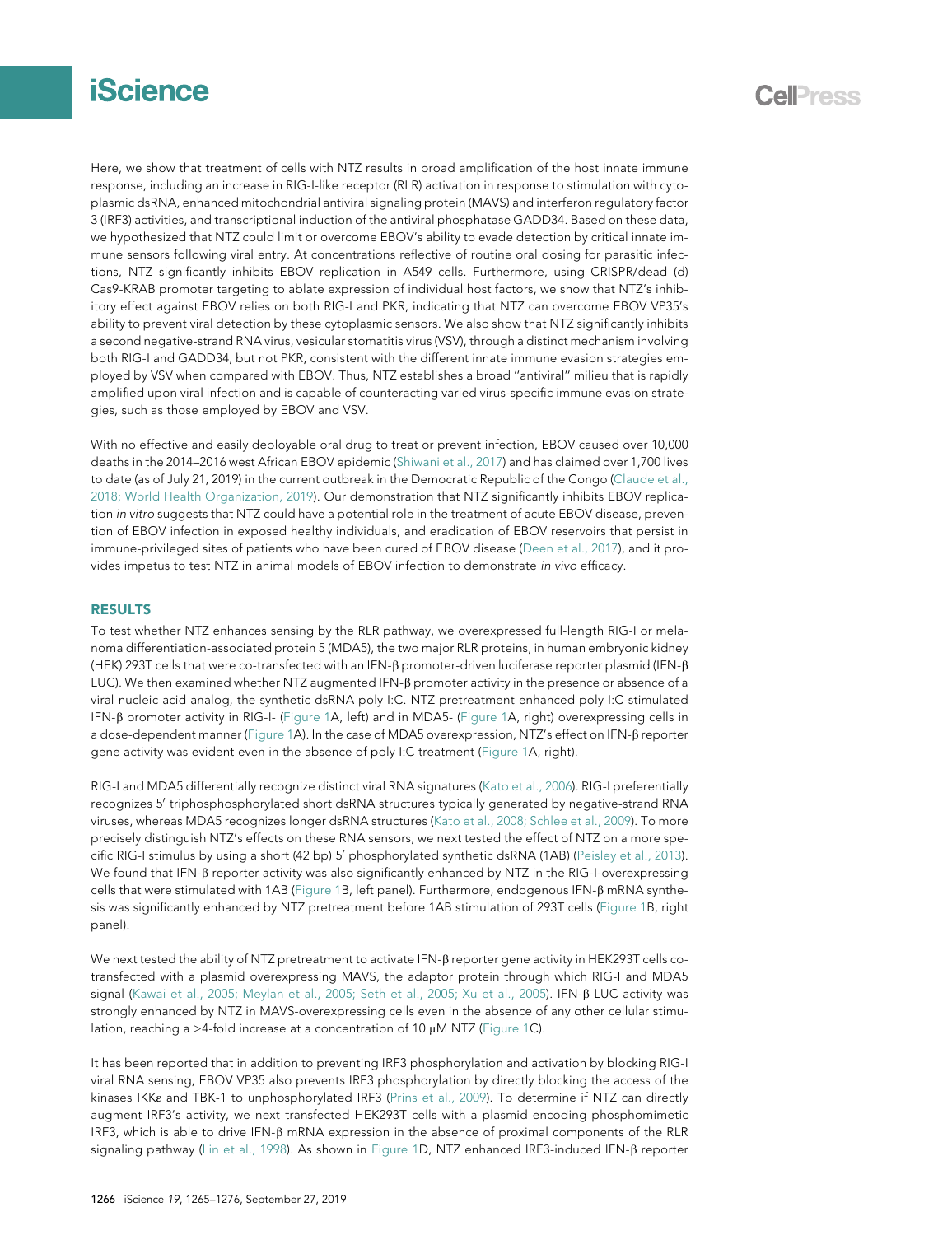Here, we show that treatment of cells with NTZ results in broad amplification of the host innate immune response, including an increase in RIG-I-like receptor (RLR) activation in response to stimulation with cytoplasmic dsRNA, enhanced mitochondrial antiviral signaling protein (MAVS) and interferon regulatory factor 3 (IRF3) activities, and transcriptional induction of the antiviral phosphatase GADD34. Based on these data, we hypothesized that NTZ could limit or overcome EBOV's ability to evade detection by critical innate immune sensors following viral entry. At concentrations reflective of routine oral dosing for parasitic infections, NTZ significantly inhibits EBOV replication in A549 cells. Furthermore, using CRISPR/dead (d) Cas9-KRAB promoter targeting to ablate expression of individual host factors, we show that NTZ's inhibitory effect against EBOV relies on both RIG-I and PKR, indicating that NTZ can overcome EBOV VP35's ability to prevent viral detection by these cytoplasmic sensors. We also show that NTZ significantly inhibits a second negative-strand RNA virus, vesicular stomatitis virus (VSV), through a distinct mechanism involving both RIG-I and GADD34, but not PKR, consistent with the different innate immune evasion strategies employed by VSV when compared with EBOV. Thus, NTZ establishes a broad ''antiviral'' milieu that is rapidly amplified upon viral infection and is capable of counteracting varied virus-specific immune evasion strategies, such as those employed by EBOV and VSV.

With no effective and easily deployable oral drug to treat or prevent infection, EBOV caused over 10,000 deaths in the 2014–2016 west African EBOV epidemic (Shiwani et al., 2017) and has claimed over 1,700 lives to date (as of July 21, 2019) in the current outbreak in the Democratic Republic of the Congo (Claude et al., 2018; World Health Organization, 2019). Our demonstration that NTZ significantly inhibits EBOV replication *in vitro* suggests that NTZ could have a potential role in the treatment of acute EBOV disease, prevention of EBOV infection in exposed healthy individuals, and eradication of EBOV reservoirs that persist in immune-privileged sites of patients who have been cured of EBOV disease (Deen et al., 2017), and it provides impetus to test NTZ in animal models of EBOV infection to demonstrate *in vivo* efficacy.

## RESULTS

To test whether NTZ enhances sensing by the RLR pathway, we overexpressed full-length RIG-I or melanoma differentiation-associated protein 5 (MDA5), the two major RLR proteins, in human embryonic kidney (HEK) 293T cells that were co-transfected with an IFN-β promoter-driven luciferase reporter plasmid (IFN-β LUC). We then examined whether NTZ augmented IFN-β promoter activity in the presence or absence of a viral nucleic acid analog, the synthetic dsRNA poly I:C. NTZ pretreatment enhanced poly I:C-stimulated IFN-β promoter activity in RIG-I- (Figure 1A, left) and in MDA5- (Figure 1A, right) overexpressing cells in a dose-dependent manner (Figure 1A). In the case of MDA5 overexpression, NTZ's effect on IFN-β reporter gene activity was evident even in the absence of poly I:C treatment (Figure 1A, right).

RIG-I and MDA5 differentially recognize distinct viral RNA signatures (Kato et al., 2006). RIG-I preferentially recognizes 5′ triphosphosphorylated short dsRNA structures typically generated by negative-strand RNA viruses, whereas MDA5 recognizes longer dsRNA structures (Kato et al., 2008; Schlee et al., 2009). To more precisely distinguish NTZ's effects on these RNA sensors, we next tested the effect of NTZ on a more specific RIG-I stimulus by using a short (42 bp) 5′ phosphorylated synthetic dsRNA (1AB) (Peisley et al., 2013). We found that IFN-β reporter activity was also significantly enhanced by NTZ in the RIG-I-overexpressing cells that were stimulated with 1AB (Figure 1B, left panel). Furthermore, endogenous IFN-β mRNA synthesis was significantly enhanced by NTZ pretreatment before 1AB stimulation of 293T cells (Figure 1B, right panel).

We next tested the ability of NTZ pretreatment to activate IFN-β reporter gene activity in HEK293T cells co-transfected with a plasmid overexpressing MAVS, the adaptor protein through which RIG-I and MDA5 signal (Kawai et al., 2005; Meylan et al., 2005; Seth et al., 2005; Xu et al., 2005). IFN-β LUC activity was strongly enhanced by NTZ in MAVS-overexpressing cells even in the absence of any other cellular stimulation, reaching a >4-fold increase at a concentration of 10 μM NTZ (Figure 1C).

It has been reported that in addition to preventing IRF3 phosphorylation and activation by blocking RIG-I viral RNA sensing, EBOV VP35 also prevents IRF3 phosphorylation by directly blocking the access of the kinases IKKε and TBK-1 to unphosphorylated IRF3 (Prins et al., 2009). To determine if NTZ can directly augment IRF3's activity, we next transfected HEK293T cells with a plasmid encoding phosphomimetic IRF3, which is able to drive IFN-β mRNA expression in the absence of proximal components of the RLR signaling pathway (Lin et al., 1998). As shown in Figure 1D, NTZ enhanced IRF3-induced IFN-β reporter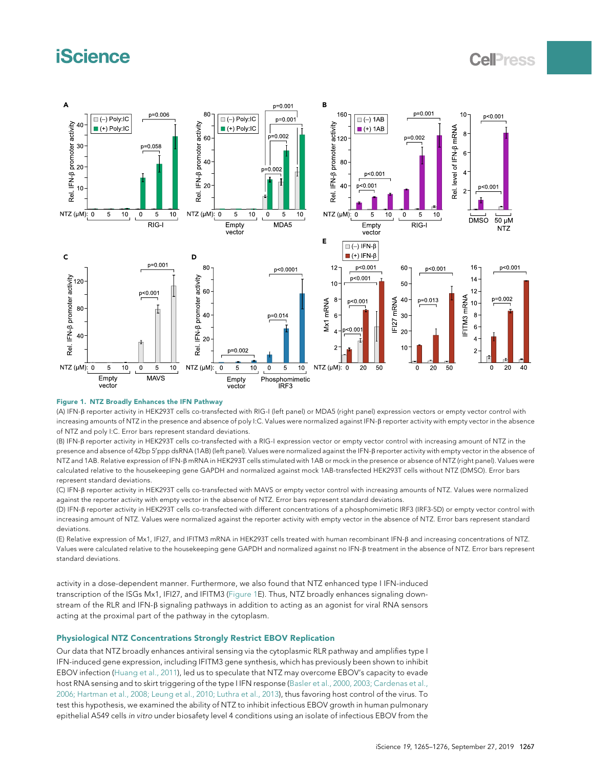**Figure 1. NTZ Broadly Enhances the IFN Pathway**

(A) IFN-β reporter activity in HEK293T cells co-transfected with RIG-I (left panel) or MDA5 (right panel) expression vectors or empty vector control with increasing amounts of NTZ in the presence and absence of poly I:C. Values were normalized against IFN-β reporter activity with empty vector in the absence of NTZ and poly I:C. Error bars represent standard deviations.

(B) IFN-β reporter activity in HEK293T cells co-transfected with a RIG-I expression vector or empty vector control with increasing amount of NTZ in the presence and absence of 42bp 5′ppp dsRNA (1AB) (left panel). Values were normalized against the IFN-β reporter activity with empty vector in the absence of NTZ and 1AB. Relative expression of IFN-β mRNA in HEK293T cells stimulated with 1AB or mock in the presence or absence of NTZ (right panel). Values were calculated relative to the housekeeping gene GAPDH and normalized against mock 1AB-transfected HEK293T cells without NTZ (DMSO). Error bars represent standard deviations.

(C) IFN-β reporter activity in HEK293T cells co-transfected with MAVS or empty vector control with increasing amounts of NTZ. Values were normalized against the reporter activity with empty vector in the absence of NTZ. Error bars represent standard deviations.

(D) IFN-β reporter activity in HEK293T cells co-transfected with different concentrations of a phosphomimetic IRF3 (IRF3-5D) or empty vector control with increasing amount of NTZ. Values were normalized against the reporter activity with empty vector in the absence of NTZ. Error bars represent standard deviations.

(E) Relative expression of Mx1, IFI27, and IFITM3 mRNA in HEK293T cells treated with human recombinant IFN-β and increasing concentrations of NTZ. Values were calculated relative to the housekeeping gene GAPDH and normalized against no IFN-β treatment in the absence of NTZ. Error bars represent standard deviations.

activity in a dose-dependent manner. Furthermore, we also found that NTZ enhanced type I IFN-induced transcription of the ISGs Mx1, IFI27, and IFITM3 (Figure 1E). Thus, NTZ broadly enhances signaling downstream of the RLR and IFN-β signaling pathways in addition to acting as an agonist for viral RNA sensors acting at the proximal part of the pathway in the cytoplasm.

## Physiological NTZ Concentrations Strongly Restrict EBOV Replication

Our data that NTZ broadly enhances antiviral sensing via the cytoplasmic RLR pathway and amplifies type I IFN-induced gene expression, including IFITM3 gene synthesis, which has previously been shown to inhibit EBOV infection (Huang et al., 2011), led us to speculate that NTZ may overcome EBOV's capacity to evade host RNA sensing and to skirt triggering of the type I IFN response (Basler et al., 2000, 2003; Cardenas et al., 2006; Hartman et al., 2008; Leung et al., 2010; Luthra et al., 2013), thus favoring host control of the virus. To test this hypothesis, we examined the ability of NTZ to inhibit infectious EBOV growth in human pulmonary epithelial A549 cells *in vitro* under biosafety level 4 conditions using an isolate of infectious EBOV from the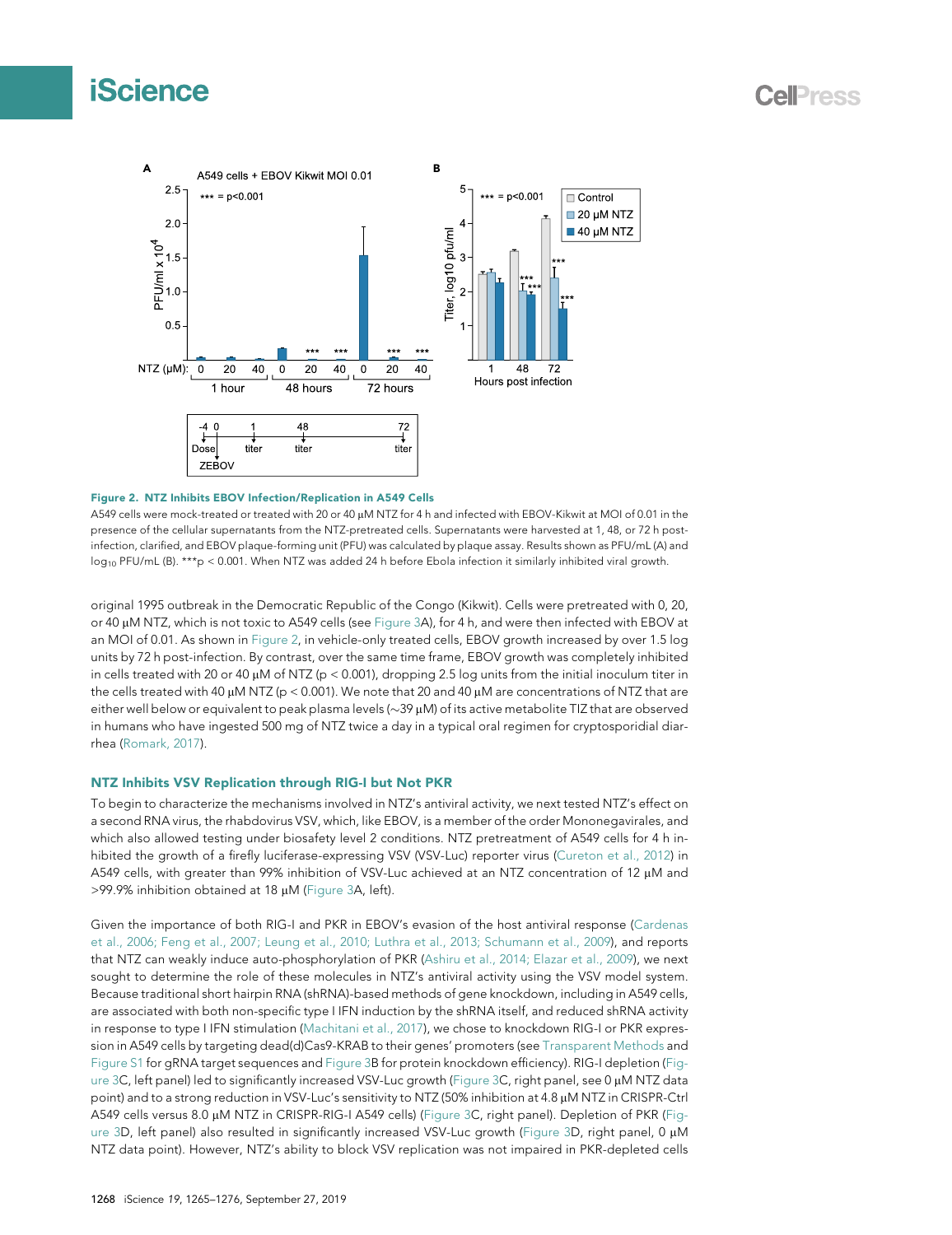**Figure 2. NTZ Inhibits EBOV Infection/Replication in A549 Cells**

A549 cells were mock-treated or treated with 20 or 40 μM NTZ for 4 h and infected with EBOV-Kikwit at MOI of 0.01 in the presence of the cellular supernatants from the NTZ-pretreated cells. Supernatants were harvested at 1, 48, or 72 h post-infection, clarified, and EBOV plaque-forming unit (PFU) was calculated by plaque assay. Results shown as PFU/mL (A) and $\log_{10}$ PFU/mL (B). ***$p < 0.001$. When NTZ was added 24 h before Ebola infection it similarly inhibited viral growth.

original 1995 outbreak in the Democratic Republic of the Congo (Kikwit). Cells were pretreated with 0, 20, or 40 μM NTZ, which is not toxic to A549 cells (see Figure 3A), for 4 h, and were then infected with EBOV at an MOI of 0.01. As shown in Figure 2, in vehicle-only treated cells, EBOV growth increased by over 1.5 log units by 72 h post-infection. By contrast, over the same time frame, EBOV growth was completely inhibited in cells treated with 20 or 40 μM of NTZ ($p < 0.001$), dropping 2.5 log units from the initial inoculum titer in the cells treated with 40 μM NTZ ($p < 0.001$). We note that 20 and 40 μM are concentrations of NTZ that are either well below or equivalent to peak plasma levels (~39 μM) of its active metabolite TIZ that are observed in humans who have ingested 500 mg of NTZ twice a day in a typical oral regimen for cryptosporidial diarrhea (Romark, 2017).

### NTZ Inhibits VSV Replication through RIG-I but Not PKR

To begin to characterize the mechanisms involved in NTZ's antiviral activity, we next tested NTZ's effect on a second RNA virus, the rhabdovirus VSV, which, like EBOV, is a member of the order Mononegavirales, and which also allowed testing under biosafety level 2 conditions. NTZ pretreatment of A549 cells for 4 h inhibited the growth of a firefly luciferase-expressing VSV (VSV-Luc) reporter virus (Cureton et al., 2012) in A549 cells, with greater than 99% inhibition of VSV-Luc achieved at an NTZ concentration of 12 μM and >99.9% inhibition obtained at 18 μM (Figure 3A, left).

Given the importance of both RIG-I and PKR in EBOV's evasion of the host antiviral response (Cardenas et al., 2006; Feng et al., 2007; Leung et al., 2010; Luthra et al., 2013; Schumann et al., 2009), and reports that NTZ can weakly induce auto-phosphorylation of PKR (Ashiru et al., 2014; Elazar et al., 2009), we next sought to determine the role of these molecules in NTZ's antiviral activity using the VSV model system. Because traditional short hairpin RNA (shRNA)-based methods of gene knockdown, including in A549 cells, are associated with both non-specific type I IFN induction by the shRNA itself, and reduced shRNA activity in response to type I IFN stimulation (Machitani et al., 2017), we chose to knockdown RIG-I or PKR expression in A549 cells by targeting dead(d)Cas9-KRAB to their genes' promoters (see Transparent Methods and Figure S1 for gRNA target sequences and Figure 3B for protein knockdown efficiency). RIG-I depletion (Figure 3C, left panel) led to significantly increased VSV-Luc growth (Figure 3C, right panel, see 0 μM NTZ data point) and to a strong reduction in VSV-Luc's sensitivity to NTZ (50% inhibition at 4.8 μM NTZ in CRISPR-Ctrl A549 cells versus 8.0 μM NTZ in CRISPR-RIG-I A549 cells) (Figure 3C, right panel). Depletion of PKR (Figure 3D, left panel) also resulted in significantly increased VSV-Luc growth (Figure 3D, right panel, 0 μM NTZ data point). However, NTZ's ability to block VSV replication was not impaired in PKR-depleted cells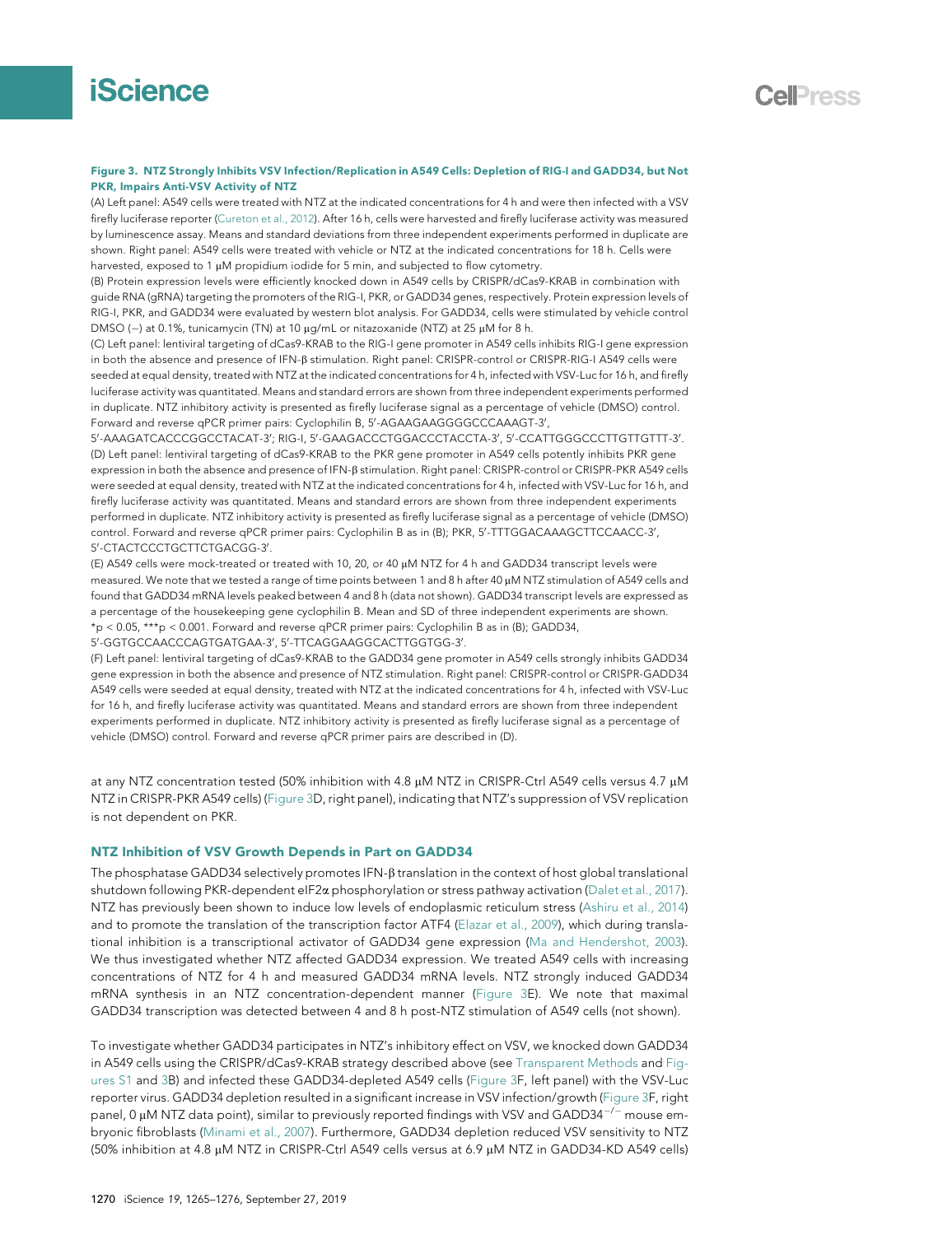**Figure 3. NTZ Strongly Inhibits VSV Infection/Replication in A549 Cells: Depletion of RIG-I and GADD34, but Not PKR, Impairs Anti-VSV Activity of NTZ**

(A) Left panel: A549 cells were treated with NTZ at the indicated concentrations for 4 h and were then infected with a VSV firefly luciferase reporter (Cureton et al., 2012). After 16 h, cells were harvested and firefly luciferase activity was measured by luminescence assay. Means and standard deviations from three independent experiments performed in duplicate are shown. Right panel: A549 cells were treated with vehicle or NTZ at the indicated concentrations for 18 h. Cells were harvested, exposed to 1 μM propidium iodide for 5 min, and subjected to flow cytometry.

(B) Protein expression levels were efficiently knocked down in A549 cells by CRISPR/dCas9-KRAB in combination with guide RNA (gRNA) targeting the promoters of the RIG-I, PKR, or GADD34 genes, respectively. Protein expression levels of RIG-I, PKR, and GADD34 were evaluated by western blot analysis. For GADD34, cells were stimulated by vehicle control DMSO (−) at 0.1%, tunicamycin (TN) at 10 μg/mL or nitazoxanide (NTZ) at 25 μM for 8 h.

(C) Left panel: lentiviral targeting of dCas9-KRAB to the RIG-I gene promoter in A549 cells inhibits RIG-I gene expression in both the absence and presence of IFN-β stimulation. Right panel: CRISPR-control or CRISPR-RIG-I A549 cells were seeded at equal density, treated with NTZ at the indicated concentrations for 4 h, infected with VSV-Luc for 16 h, and firefly luciferase activity was quantitated. Means and standard errors are shown from three independent experiments performed in duplicate. NTZ inhibitory activity is presented as firefly luciferase signal as a percentage of vehicle (DMSO) control. Forward and reverse qPCR primer pairs: Cyclophilin B, 5′-AGAAGAAGGGGCCCAAAGT-3′, 5′-AAAGATCACCCGGCCTACAT-3′; RIG-I, 5′-GAAGACCCTGGACCCTACCTA-3′, 5′-CCATTGGGCCCTTGTTGTTT-3′.

(D) Left panel: lentiviral targeting of dCas9-KRAB to the PKR gene promoter in A549 cells potently inhibits PKR gene expression in both the absence and presence of IFN-β stimulation. Right panel: CRISPR-control or CRISPR-PKR A549 cells were seeded at equal density, treated with NTZ at the indicated concentrations for 4 h, infected with VSV-Luc for 16 h, and firefly luciferase activity was quantitated. Means and standard errors are shown from three independent experiments performed in duplicate. NTZ inhibitory activity is presented as firefly luciferase signal as a percentage of vehicle (DMSO) control. Forward and reverse qPCR primer pairs: Cyclophilin B as in (B); PKR, 5′-TTTGGACAAAGCTTCCAACC-3′, 5′-CTACTCCCTGCTTCTGACGG-3′.

(E) A549 cells were mock-treated or treated with 10, 20, or 40 μM NTZ for 4 h and GADD34 transcript levels were measured. We note that we tested a range of time points between 1 and 8 h after 40 μM NTZ stimulation of A549 cells and found that GADD34 mRNA levels peaked between 4 and 8 h (data not shown). GADD34 transcript levels are expressed as a percentage of the housekeeping gene cyclophilin B. Mean and SD of three independent experiments are shown. \*$p < 0.05$, \*\*\*$p < 0.001$. Forward and reverse qPCR primer pairs: Cyclophilin B as in (B); GADD34, 5′-GGTGCCAACCCAGTGATGAA-3′, 5′-TTCAGGAAGGCACTTGGTGG-3′.

(F) Left panel: lentiviral targeting of dCas9-KRAB to the GADD34 gene promoter in A549 cells strongly inhibits GADD34 gene expression in both the absence and presence of NTZ stimulation. Right panel: CRISPR-control or CRISPR-GADD34 A549 cells were seeded at equal density, treated with NTZ at the indicated concentrations for 4 h, infected with VSV-Luc for 16 h, and firefly luciferase activity was quantitated. Means and standard errors are shown from three independent experiments performed in duplicate. NTZ inhibitory activity is presented as firefly luciferase signal as a percentage of vehicle (DMSO) control. Forward and reverse qPCR primer pairs are described in (D).

at any NTZ concentration tested (50% inhibition with 4.8 μM NTZ in CRISPR-Ctrl A549 cells versus 4.7 μM NTZ in CRISPR-PKR A549 cells) (Figure 3D, right panel), indicating that NTZ's suppression of VSV replication is not dependent on PKR.

### NTZ Inhibition of VSV Growth Depends in Part on GADD34

The phosphatase GADD34 selectively promotes IFN-β translation in the context of host global translational shutdown following PKR-dependent eIF2α phosphorylation or stress pathway activation (Dalet et al., 2017). NTZ has previously been shown to induce low levels of endoplasmic reticulum stress (Ashiru et al., 2014) and to promote the translation of the transcription factor ATF4 (Elazar et al., 2009), which during translational inhibition is a transcriptional activator of GADD34 gene expression (Ma and Hendershot, 2003). We thus investigated whether NTZ affected GADD34 expression. We treated A549 cells with increasing concentrations of NTZ for 4 h and measured GADD34 mRNA levels. NTZ strongly induced GADD34 mRNA synthesis in an NTZ concentration-dependent manner (Figure 3E). We note that maximal GADD34 transcription was detected between 4 and 8 h post-NTZ stimulation of A549 cells (not shown).

To investigate whether GADD34 participates in NTZ's inhibitory effect on VSV, we knocked down GADD34 in A549 cells using the CRISPR/dCas9-KRAB strategy described above (see Transparent Methods and Figures S1 and 3B) and infected these GADD34-depleted A549 cells (Figure 3F, left panel) with the VSV-Luc reporter virus. GADD34 depletion resulted in a significant increase in VSV infection/growth (Figure 3F, right panel, 0 μM NTZ data point), similar to previously reported findings with VSV and GADD34$^{-/-}$ mouse embryonic fibroblasts (Minami et al., 2007). Furthermore, GADD34 depletion reduced VSV sensitivity to NTZ (50% inhibition at 4.8 μM NTZ in CRISPR-Ctrl A549 cells versus at 6.9 μM NTZ in GADD34-KD A549 cells)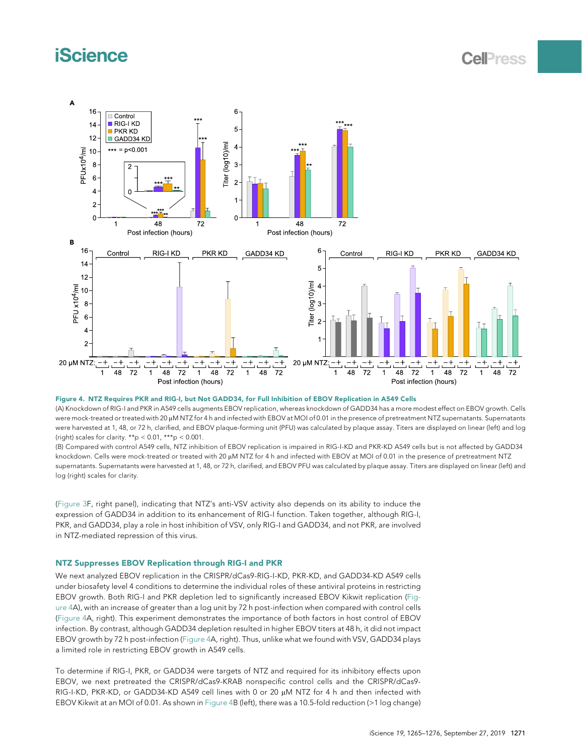**Figure 4. NTZ Requires PKR and RIG-I, but Not GADD34, for Full Inhibition of EBOV Replication in A549 Cells**

(A) Knockdown of RIG-I and PKR in A549 cells augments EBOV replication, whereas knockdown of GADD34 has a more modest effect on EBOV growth. Cells were mock-treated or treated with 20 μM NTZ for 4 h and infected with EBOV at MOI of 0.01 in the presence of pretreatment NTZ supernatants. Supernatants were harvested at 1, 48, or 72 h, clarified, and EBOV plaque-forming unit (PFU) was calculated by plaque assay. Titers are displayed on linear (left) and log (right) scales for clarity. **$p < 0.01$, ***$p < 0.001$.

(B) Compared with control A549 cells, NTZ inhibition of EBOV replication is impaired in RIG-I-KD and PKR-KD A549 cells but is not affected by GADD34 knockdown. Cells were mock-treated or treated with 20 μM NTZ for 4 h and infected with EBOV at MOI of 0.01 in the presence of pretreatment NTZ supernatants. Supernatants were harvested at 1, 48, or 72 h, clarified, and EBOV PFU was calculated by plaque assay. Titers are displayed on linear (left) and log (right) scales for clarity.

(Figure 3F, right panel), indicating that NTZ's anti-VSV activity also depends on its ability to induce the expression of GADD34 in addition to its enhancement of RIG-I function. Taken together, although RIG-I, PKR, and GADD34, play a role in host inhibition of VSV, only RIG-I and GADD34, and not PKR, are involved in NTZ-mediated repression of this virus.

### NTZ Suppresses EBOV Replication through RIG-I and PKR

We next analyzed EBOV replication in the CRISPR/dCas9-RIG-I-KD, PKR-KD, and GADD34-KD A549 cells under biosafety level 4 conditions to determine the individual roles of these antiviral proteins in restricting EBOV growth. Both RIG-I and PKR depletion led to significantly increased EBOV Kikwit replication (Figure 4A), with an increase of greater than a log unit by 72 h post-infection when compared with control cells (Figure 4A, right). This experiment demonstrates the importance of both factors in host control of EBOV infection. By contrast, although GADD34 depletion resulted in higher EBOV titers at 48 h, it did not impact EBOV growth by 72 h post-infection (Figure 4A, right). Thus, unlike what we found with VSV, GADD34 plays a limited role in restricting EBOV growth in A549 cells.

To determine if RIG-I, PKR, or GADD34 were targets of NTZ and required for its inhibitory effects upon EBOV, we next pretreated the CRISPR/dCas9-KRAB nonspecific control cells and the CRISPR/dCas9-RIG-I-KD, PKR-KD, or GADD34-KD A549 cell lines with 0 or 20 μM NTZ for 4 h and then infected with EBOV Kikwit at an MOI of 0.01. As shown in Figure 4B (left), there was a 10.5-fold reduction (>1 log change)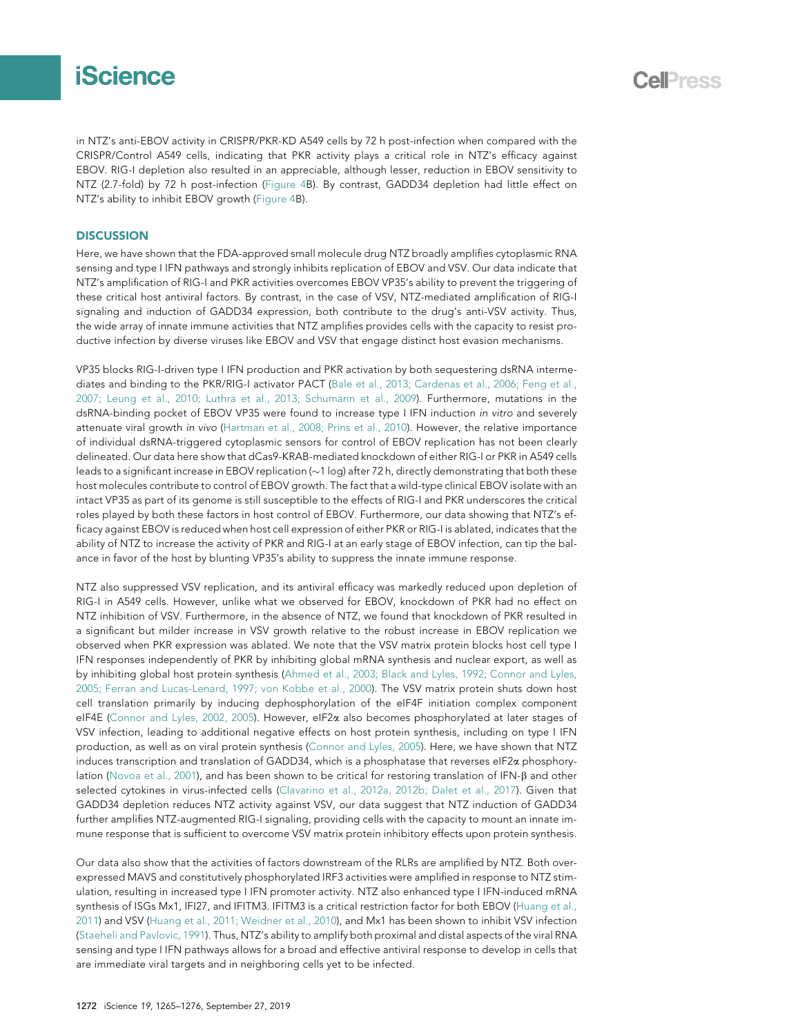in NTZ's anti-EBOV activity in CRISPR/PKR-KD A549 cells by 72 h post-infection when compared with the CRISPR/Control A549 cells, indicating that PKR activity plays a critical role in NTZ's efficacy against EBOV. RIG-I depletion also resulted in an appreciable, although lesser, reduction in EBOV sensitivity to NTZ (2.7-fold) by 72 h post-infection (Figure 4B). By contrast, GADD34 depletion had little effect on NTZ's ability to inhibit EBOV growth (Figure 4B).

## DISCUSSION

Here, we have shown that the FDA-approved small molecule drug NTZ broadly amplifies cytoplasmic RNA sensing and type I IFN pathways and strongly inhibits replication of EBOV and VSV. Our data indicate that NTZ's amplification of RIG-I and PKR activities overcomes EBOV VP35's ability to prevent the triggering of these critical host antiviral factors. By contrast, in the case of VSV, NTZ-mediated amplification of RIG-I signaling and induction of GADD34 expression, both contribute to the drug's anti-VSV activity. Thus, the wide array of innate immune activities that NTZ amplifies provides cells with the capacity to resist productive infection by diverse viruses like EBOV and VSV that engage distinct host evasion mechanisms.

VP35 blocks RIG-I-driven type I IFN production and PKR activation by both sequestering dsRNA intermediates and binding to the PKR/RIG-I activator PACT (Bale et al., 2013; Cardenas et al., 2006; Feng et al., 2007; Leung et al., 2010; Luthra et al., 2013; Schumann et al., 2009). Furthermore, mutations in the dsRNA-binding pocket of EBOV VP35 were found to increase type I IFN induction *in vitro* and severely attenuate viral growth *in vivo* (Hartman et al., 2008; Prins et al., 2010). However, the relative importance of individual dsRNA-triggered cytoplasmic sensors for control of EBOV replication has not been clearly delineated. Our data here show that dCas9-KRAB-mediated knockdown of either RIG-I or PKR in A549 cells leads to a significant increase in EBOV replication (~1 log) after 72 h, directly demonstrating that both these host molecules contribute to control of EBOV growth. The fact that a wild-type clinical EBOV isolate with an intact VP35 as part of its genome is still susceptible to the effects of RIG-I and PKR underscores the critical roles played by both these factors in host control of EBOV. Furthermore, our data showing that NTZ's efficacy against EBOV is reduced when host cell expression of either PKR or RIG-I is ablated, indicates that the ability of NTZ to increase the activity of PKR and RIG-I at an early stage of EBOV infection, can tip the balance in favor of the host by blunting VP35's ability to suppress the innate immune response.

NTZ also suppressed VSV replication, and its antiviral efficacy was markedly reduced upon depletion of RIG-I in A549 cells. However, unlike what we observed for EBOV, knockdown of PKR had no effect on NTZ inhibition of VSV. Furthermore, in the absence of NTZ, we found that knockdown of PKR resulted in a significant but milder increase in VSV growth relative to the robust increase in EBOV replication we observed when PKR expression was ablated. We note that the VSV matrix protein blocks host cell type I IFN responses independently of PKR by inhibiting global mRNA synthesis and nuclear export, as well as by inhibiting global host protein synthesis (Ahmed et al., 2003; Black and Lyles, 1992; Connor and Lyles, 2005; Ferran and Lucas-Lenard, 1997; von Kobbe et al., 2000). The VSV matrix protein shuts down host cell translation primarily by inducing dephosphorylation of the eIF4F initiation complex component eIF4E (Connor and Lyles, 2002, 2005). However, eIF2α also becomes phosphorylated at later stages of VSV infection, leading to additional negative effects on host protein synthesis, including on type I IFN production, as well as on viral protein synthesis (Connor and Lyles, 2005). Here, we have shown that NTZ induces transcription and translation of GADD34, which is a phosphatase that reverses eIF2α phosphorylation (Novoa et al., 2001), and has been shown to be critical for restoring translation of IFN-β and other selected cytokines in virus-infected cells (Clavarino et al., 2012a, 2012b; Dalet et al., 2017). Given that GADD34 depletion reduces NTZ activity against VSV, our data suggest that NTZ induction of GADD34 further amplifies NTZ-augmented RIG-I signaling, providing cells with the capacity to mount an innate immune response that is sufficient to overcome VSV matrix protein inhibitory effects upon protein synthesis.

Our data also show that the activities of factors downstream of the RLRs are amplified by NTZ. Both overexpressed MAVS and constitutively phosphorylated IRF3 activities were amplified in response to NTZ stimulation, resulting in increased type I IFN promoter activity. NTZ also enhanced type I IFN-induced mRNA synthesis of ISGs Mx1, IFI27, and IFITM3. IFITM3 is a critical restriction factor for both EBOV (Huang et al., 2011) and VSV (Huang et al., 2011; Weidner et al., 2010), and Mx1 has been shown to inhibit VSV infection (Staeheli and Pavlovic, 1991). Thus, NTZ's ability to amplify both proximal and distal aspects of the viral RNA sensing and type I IFN pathways allows for a broad and effective antiviral response to develop in cells that are immediate viral targets and in neighboring cells yet to be infected.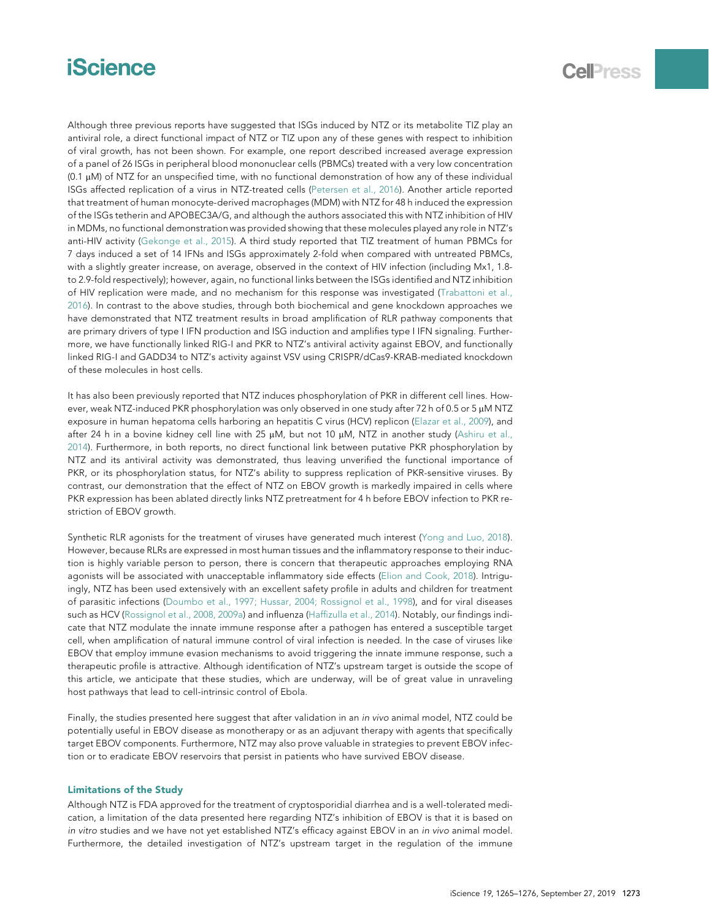Although three previous reports have suggested that ISGs induced by NTZ or its metabolite TIZ play an antiviral role, a direct functional impact of NTZ or TIZ upon any of these genes with respect to inhibition of viral growth, has not been shown. For example, one report described increased average expression of a panel of 26 ISGs in peripheral blood mononuclear cells (PBMCs) treated with a very low concentration (0.1 μM) of NTZ for an unspecified time, with no functional demonstration of how any of these individual ISGs affected replication of a virus in NTZ-treated cells (Petersen et al., 2016). Another article reported that treatment of human monocyte-derived macrophages (MDM) with NTZ for 48 h induced the expression of the ISGs tetherin and APOBEC3A/G, and although the authors associated this with NTZ inhibition of HIV in MDMs, no functional demonstration was provided showing that these molecules played any role in NTZ's anti-HIV activity (Gekonge et al., 2015). A third study reported that TIZ treatment of human PBMCs for 7 days induced a set of 14 IFNs and ISGs approximately 2-fold when compared with untreated PBMCs, with a slightly greater increase, on average, observed in the context of HIV infection (including Mx1, 1.8- to 2.9-fold respectively); however, again, no functional links between the ISGs identified and NTZ inhibition of HIV replication were made, and no mechanism for this response was investigated (Trabattoni et al., 2016). In contrast to the above studies, through both biochemical and gene knockdown approaches we have demonstrated that NTZ treatment results in broad amplification of RLR pathway components that are primary drivers of type I IFN production and ISG induction and amplifies type I IFN signaling. Furthermore, we have functionally linked RIG-I and PKR to NTZ's antiviral activity against EBOV, and functionally linked RIG-I and GADD34 to NTZ's activity against VSV using CRISPR/dCas9-KRAB-mediated knockdown of these molecules in host cells.

It has also been previously reported that NTZ induces phosphorylation of PKR in different cell lines. However, weak NTZ-induced PKR phosphorylation was only observed in one study after 72 h of 0.5 or 5 μM NTZ exposure in human hepatoma cells harboring an hepatitis C virus (HCV) replicon (Elazar et al., 2009), and after 24 h in a bovine kidney cell line with 25 μM, but not 10 μM, NTZ in another study (Ashiru et al., 2014). Furthermore, in both reports, no direct functional link between putative PKR phosphorylation by NTZ and its antiviral activity was demonstrated, thus leaving unverified the functional importance of PKR, or its phosphorylation status, for NTZ's ability to suppress replication of PKR-sensitive viruses. By contrast, our demonstration that the effect of NTZ on EBOV growth is markedly impaired in cells where PKR expression has been ablated directly links NTZ pretreatment for 4 h before EBOV infection to PKR restriction of EBOV growth.

Synthetic RLR agonists for the treatment of viruses have generated much interest (Yong and Luo, 2018). However, because RLRs are expressed in most human tissues and the inflammatory response to their induction is highly variable person to person, there is concern that therapeutic approaches employing RNA agonists will be associated with unacceptable inflammatory side effects (Elion and Cook, 2018). Intriguingly, NTZ has been used extensively with an excellent safety profile in adults and children for treatment of parasitic infections (Doumbo et al., 1997; Hussar, 2004; Rossignol et al., 1998), and for viral diseases such as HCV (Rossignol et al., 2008, 2009a) and influenza (Haffizulla et al., 2014). Notably, our findings indicate that NTZ modulate the innate immune response after a pathogen has entered a susceptible target cell, when amplification of natural immune control of viral infection is needed. In the case of viruses like EBOV that employ immune evasion mechanisms to avoid triggering the innate immune response, such a therapeutic profile is attractive. Although identification of NTZ's upstream target is outside the scope of this article, we anticipate that these studies, which are underway, will be of great value in unraveling host pathways that lead to cell-intrinsic control of Ebola.

Finally, the studies presented here suggest that after validation in an *in vivo* animal model, NTZ could be potentially useful in EBOV disease as monotherapy or as an adjuvant therapy with agents that specifically target EBOV components. Furthermore, NTZ may also prove valuable in strategies to prevent EBOV infection or to eradicate EBOV reservoirs that persist in patients who have survived EBOV disease.

### Limitations of the Study

Although NTZ is FDA approved for the treatment of cryptosporidial diarrhea and is a well-tolerated medication, a limitation of the data presented here regarding NTZ's inhibition of EBOV is that it is based on *in vitro* studies and we have not yet established NTZ's efficacy against EBOV in an *in vivo* animal model. Furthermore, the detailed investigation of NTZ's upstream target in the regulation of the immune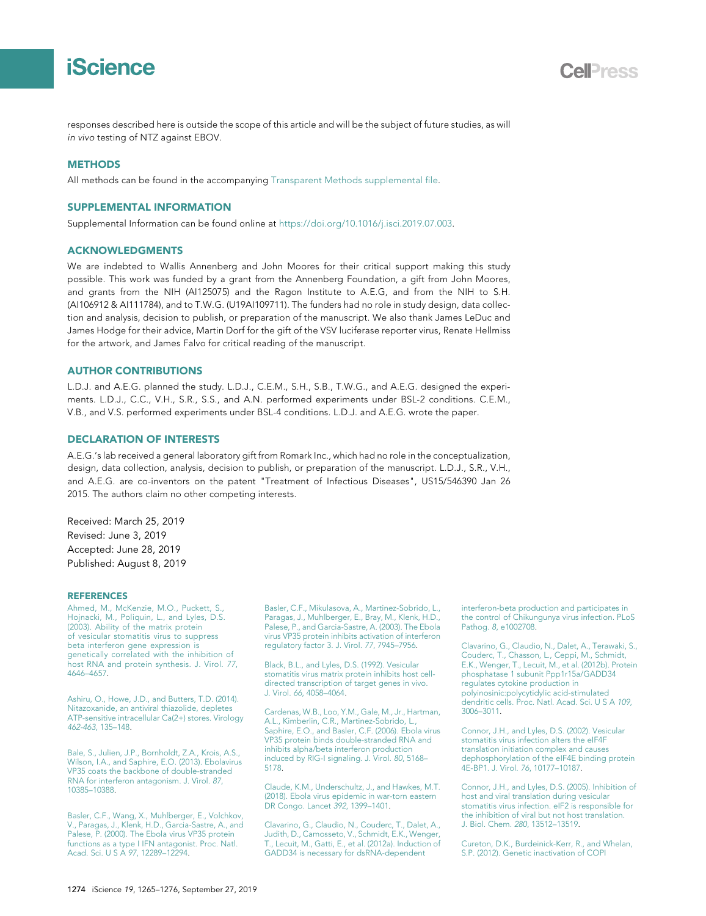responses described here is outside the scope of this article and will be the subject of future studies, as will *in vivo* testing of NTZ against EBOV.

## METHODS

All methods can be found in the accompanying Transparent Methods supplemental file.

## SUPPLEMENTAL INFORMATION

Supplemental Information can be found online at https://doi.org/10.1016/j.isci.2019.07.003.

## ACKNOWLEDGMENTS

We are indebted to Wallis Annenberg and John Moores for their critical support making this study possible. This work was funded by a grant from the Annenberg Foundation, a gift from John Moores, and grants from the NIH (AI125075) and the Ragon Institute to A.E.G, and from the NIH to S.H. (AI106912 & AI111784), and to T.W.G. (U19AI109711). The funders had no role in study design, data collection and analysis, decision to publish, or preparation of the manuscript. We also thank James LeDuc and James Hodge for their advice, Martin Dorf for the gift of the VSV luciferase reporter virus, Renate Hellmiss for the artwork, and James Falvo for critical reading of the manuscript.

## AUTHOR CONTRIBUTIONS

L.D.J. and A.E.G. planned the study. L.D.J., C.E.M., S.H., S.B., T.W.G., and A.E.G. designed the experiments. L.D.J., C.C., V.H., S.R., S.S., and A.N. performed experiments under BSL-2 conditions. C.E.M., V.B., and V.S. performed experiments under BSL-4 conditions. L.D.J. and A.E.G. wrote the paper.

## DECLARATION OF INTERESTS

A.E.G.'s lab received a general laboratory gift from Romark Inc., which had no role in the conceptualization, design, data collection, analysis, decision to publish, or preparation of the manuscript. L.D.J., S.R., V.H., and A.E.G. are co-inventors on the patent "Treatment of Infectious Diseases", US15/546390 Jan 26 2015. The authors claim no other competing interests.

Received: March 25, 2019
Revised: June 3, 2019
Accepted: June 28, 2019
Published: August 8, 2019

## REFERENCES

Ahmed, M., McKenzie, M.O., Puckett, S., Hojnacki, M., Poliquin, L., and Lyles, D.S. (2003). Ability of the matrix protein of vesicular stomatitis virus to suppress beta interferon gene expression is genetically correlated with the inhibition of host RNA and protein synthesis. J. Virol. *77*, 4646–4657.

Ashiru, O., Howe, J.D., and Butters, T.D. (2014). Nitazoxanide, an antiviral thiazolide, depletes ATP-sensitive intracellular Ca(2+) stores. Virology *462-463*, 135–148.

Bale, S., Julien, J.P., Bornholdt, Z.A., Krois, A.S., Wilson, I.A., and Saphire, E.O. (2013). Ebolavirus VP35 coats the backbone of double-stranded RNA for interferon antagonism. J. Virol. *87*, 10385–10388.

Basler, C.F., Wang, X., Muhlberger, E., Volchkov, V., Paragas, J., Klenk, H.D., Garcia-Sastre, A., and Palese, P. (2000). The Ebola virus VP35 protein functions as a type I IFN antagonist. Proc. Natl. Acad. Sci. U S A *97*, 12289–12294.

Basler, C.F., Mikulasova, A., Martinez-Sobrido, L., Paragas, J., Muhlberger, E., Bray, M., Klenk, H.D., Palese, P., and Garcia-Sastre, A. (2003). The Ebola virus VP35 protein inhibits activation of interferon regulatory factor 3. J. Virol. *77*, 7945–7956.

Black, B.L., and Lyles, D.S. (1992). Vesicular stomatitis virus matrix protein inhibits host cell-directed transcription of target genes in vivo. J. Virol. *66*, 4058–4064.

Cardenas, W.B., Loo, Y.M., Gale, M., Jr., Hartman, A.L., Kimberlin, C.R., Martinez-Sobrido, L., Saphire, E.O., and Basler, C.F. (2006). Ebola virus VP35 protein binds double-stranded RNA and inhibits alpha/beta interferon production induced by RIG-I signaling. J. Virol. *80*, 5168–5178.

Claude, K.M., Underschultz, J., and Hawkes, M.T. (2018). Ebola virus epidemic in war-torn eastern DR Congo. Lancet *392*, 1399–1401.

Clavarino, G., Claudio, N., Couderc, T., Dalet, A., Judith, D., Camosseto, V., Schmidt, E.K., Wenger, T., Lecuit, M., Gatti, E., et al. (2012a). Induction of GADD34 is necessary for dsRNA-dependent interferon-beta production and participates in the control of Chikungunya virus infection. PLoS Pathog. *8*, e1002708.

Clavarino, G., Claudio, N., Dalet, A., Terawaki, S., Couderc, T., Chasson, L., Ceppi, M., Schmidt, E.K., Wenger, T., Lecuit, M., et al. (2012b). Protein phosphatase 1 subunit Ppp1r15a/GADD34 regulates cytokine production in polyinosinic:polycytidylic acid-stimulated dendritic cells. Proc. Natl. Acad. Sci. U S A *109*, 3006–3011.

Connor, J.H., and Lyles, D.S. (2002). Vesicular stomatitis virus infection alters the eIF4F translation initiation complex and causes dephosphorylation of the eIF4E binding protein 4E-BP1. J. Virol. *76*, 10177–10187.

Connor, J.H., and Lyles, D.S. (2005). Inhibition of host and viral translation during vesicular stomatitis virus infection. eIF2 is responsible for the inhibition of viral but not host translation. J. Biol. Chem. *280*, 13512–13519.

Cureton, D.K., Burdeinick-Kerr, R., and Whelan, S.P. (2012). Genetic inactivation of COPI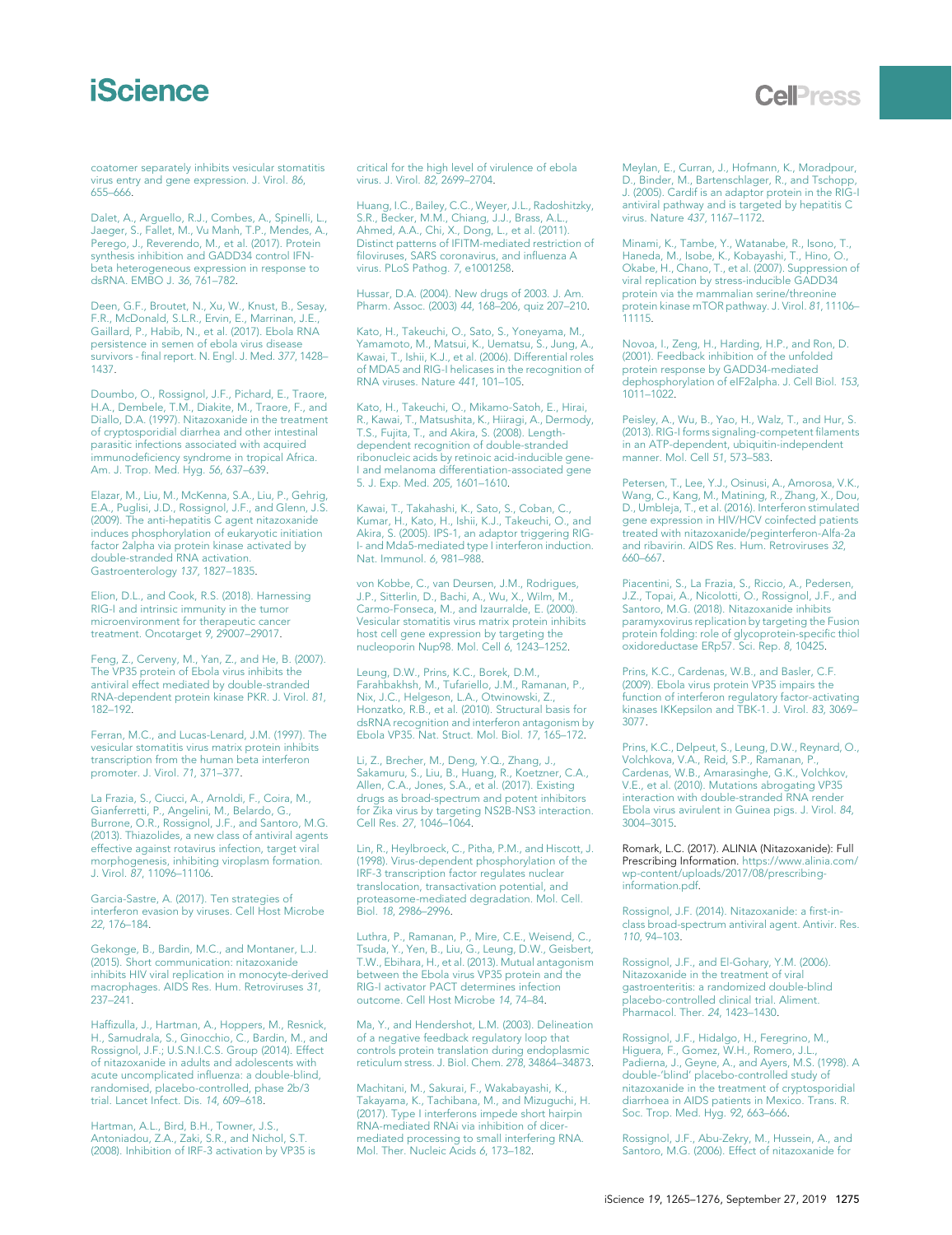coatomer separately inhibits vesicular stomatitis virus entry and gene expression. J. Virol. *86*, 655–666.

Dalet, A., Arguello, R.J., Combes, A., Spinelli, L., Jaeger, S., Fallet, M., Vu Manh, T.P., Mendes, A., Perego, J., Reverendo, M., et al. (2017). Protein synthesis inhibition and GADD34 control IFN-beta heterogeneous expression in response to dsRNA. EMBO J. *36*, 761–782.

Deen, G.F., Broutet, N., Xu, W., Knust, B., Sesay, F.R., McDonald, S.L.R., Ervin, E., Marrinan, J.E., Gaillard, P., Habib, N., et al. (2017). Ebola RNA persistence in semen of ebola virus disease survivors - final report. N. Engl. J. Med. *377*, 1428–1437.

Doumbo, O., Rossignol, J.F., Pichard, E., Traore, H.A., Dembele, T.M., Diakite, M., Traore, F., and Diallo, D.A. (1997). Nitazoxanide in the treatment of cryptosporidial diarrhea and other intestinal parasitic infections associated with acquired immunodeficiency syndrome in tropical Africa. Am. J. Trop. Med. Hyg. *56*, 637–639.

Elazar, M., Liu, M., McKenna, S.A., Liu, P., Gehrig, E.A., Puglisi, J.D., Rossignol, J.F., and Glenn, J.S. (2009). The anti-hepatitis C agent nitazoxanide induces phosphorylation of eukaryotic initiation factor 2alpha via protein kinase activated by double-stranded RNA activation. Gastroenterology *137*, 1827–1835.

Elion, D.L., and Cook, R.S. (2018). Harnessing RIG-I and intrinsic immunity in the tumor microenvironment for therapeutic cancer treatment. Oncotarget *9*, 29007–29017.

Feng, Z., Cerveny, M., Yan, Z., and He, B. (2007). The VP35 protein of Ebola virus inhibits the antiviral effect mediated by double-stranded RNA-dependent protein kinase PKR. J. Virol. *81*, 182–192.

Ferran, M.C., and Lucas-Lenard, J.M. (1997). The vesicular stomatitis virus matrix protein inhibits transcription from the human beta interferon promoter. J. Virol. *71*, 371–377.

La Frazia, S., Ciucci, A., Arnoldi, F., Coira, M., Gianferretti, P., Angelini, M., Belardo, G., Burrone, O.R., Rossignol, J.F., and Santoro, M.G. (2013). Thiazolides, a new class of antiviral agents effective against rotavirus infection, target viral morphogenesis, inhibiting viroplasm formation. J. Virol. *87*, 11096–11106.

Garcia-Sastre, A. (2017). Ten strategies of interferon evasion by viruses. Cell Host Microbe *22*, 176–184.

Gekonge, B., Bardin, M.C., and Montaner, L.J. (2015). Short communication: nitazoxanide inhibits HIV viral replication in monocyte-derived macrophages. AIDS Res. Hum. Retroviruses *31*, 237–241.

Haffizulla, J., Hartman, A., Hoppers, M., Resnick, H., Samudrala, S., Ginocchio, C., Bardin, M., and Rossignol, J.F.; U.S.N.I.C.S. Group (2014). Effect of nitazoxanide in adults and adolescents with acute uncomplicated influenza: a double-blind, randomised, placebo-controlled, phase 2b/3 trial. Lancet Infect. Dis. *14*, 609–618.

Hartman, A.L., Bird, B.H., Towner, J.S., Antoniadou, Z.A., Zaki, S.R., and Nichol, S.T. (2008). Inhibition of IRF-3 activation by VP35 is critical for the high level of virulence of ebola virus. J. Virol. *82*, 2699–2704.

Huang, I.C., Bailey, C.C., Weyer, J.L., Radoshitzky, S.R., Becker, M.M., Chiang, J.J., Brass, A.L., Ahmed, A.A., Chi, X., Dong, L., et al. (2011). Distinct patterns of IFITM-mediated restriction of filoviruses, SARS coronavirus, and influenza A virus. PLoS Pathog. *7*, e1001258.

Hussar, D.A. (2004). New drugs of 2003. J. Am. Pharm. Assoc. (2003) *44*, 168–206, quiz 207–210.

Kato, H., Takeuchi, O., Sato, S., Yoneyama, M., Yamamoto, M., Matsui, K., Uematsu, S., Jung, A., Kawai, T., Ishii, K.J., et al. (2006). Differential roles of MDA5 and RIG-I helicases in the recognition of RNA viruses. Nature *441*, 101–105.

Kato, H., Takeuchi, O., Mikamo-Satoh, E., Hirai, R., Kawai, T., Matsushita, K., Hiiragi, A., Dermody, T.S., Fujita, T., and Akira, S. (2008). Length-dependent recognition of double-stranded ribonucleic acids by retinoic acid-inducible gene-I and melanoma differentiation-associated gene 5. J. Exp. Med. *205*, 1601–1610.

Kawai, T., Takahashi, K., Sato, S., Coban, C., Kumar, H., Kato, H., Ishii, K.J., Takeuchi, O., and Akira, S. (2005). IPS-1, an adaptor triggering RIG-I- and Mda5-mediated type I interferon induction. Nat. Immunol. *6*, 981–988.

von Kobbe, C., van Deursen, J.M., Rodrigues, J.P., Sitterlin, D., Bachi, A., Wu, X., Wilm, M., Carmo-Fonseca, M., and Izaurralde, E. (2000). Vesicular stomatitis virus matrix protein inhibits host cell gene expression by targeting the nucleoporin Nup98. Mol. Cell *6*, 1243–1252.

Leung, D.W., Prins, K.C., Borek, D.M., Farahbakhsh, M., Tufariello, J.M., Ramanan, P., Nix, J.C., Helgeson, L.A., Otwinowski, Z., Honzatko, R.B., et al. (2010). Structural basis for dsRNA recognition and interferon antagonism by Ebola VP35. Nat. Struct. Mol. Biol. *17*, 165–172.

Li, Z., Brecher, M., Deng, Y.Q., Zhang, J., Sakamuru, S., Liu, B., Huang, R., Koetzner, C.A., Allen, C.A., Jones, S.A., et al. (2017). Existing drugs as broad-spectrum and potent inhibitors for Zika virus by targeting NS2B-NS3 interaction. Cell Res. *27*, 1046–1064.

Lin, R., Heylbroeck, C., Pitha, P.M., and Hiscott, J. (1998). Virus-dependent phosphorylation of the IRF-3 transcription factor regulates nuclear translocation, transactivation potential, and proteasome-mediated degradation. Mol. Cell. Biol. *18*, 2986–2996.

Luthra, P., Ramanan, P., Mire, C.E., Weisend, C., Tsuda, Y., Yen, B., Liu, G., Leung, D.W., Geisbert, T.W., Ebihara, H., et al. (2013). Mutual antagonism between the Ebola virus VP35 protein and the RIG-I activator PACT determines infection outcome. Cell Host Microbe *14*, 74–84.

Ma, Y., and Hendershot, L.M. (2003). Delineation of a negative feedback regulatory loop that controls protein translation during endoplasmic reticulum stress. J. Biol. Chem. *278*, 34864–34873.

Machitani, M., Sakurai, F., Wakabayashi, K., Takayama, K., Tachibana, M., and Mizuguchi, H. (2017). Type I interferons impede short hairpin RNA-mediated RNAi via inhibition of dicer-mediated processing to small interfering RNA. Mol. Ther. Nucleic Acids *6*, 173–182.

Meylan, E., Curran, J., Hofmann, K., Moradpour, D., Binder, M., Bartenschlager, R., and Tschopp, J. (2005). Cardif is an adaptor protein in the RIG-I antiviral pathway and is targeted by hepatitis C virus. Nature *437*, 1167–1172.

Minami, K., Tambe, Y., Watanabe, R., Isono, T., Haneda, M., Isobe, K., Kobayashi, T., Hino, O., Okabe, H., Chano, T., et al. (2007). Suppression of viral replication by stress-inducible GADD34 protein via the mammalian serine/threonine protein kinase mTOR pathway. J. Virol. *81*, 11106–11115.

Novoa, I., Zeng, H., Harding, H.P., and Ron, D. (2001). Feedback inhibition of the unfolded protein response by GADD34-mediated dephosphorylation of eIF2alpha. J. Cell Biol. *153*, 1011–1022.

Peisley, A., Wu, B., Yao, H., Walz, T., and Hur, S. (2013). RIG-I forms signaling-competent filaments in an ATP-dependent, ubiquitin-independent manner. Mol. Cell *51*, 573–583.

Petersen, T., Lee, Y.J., Osinusi, A., Amorosa, V.K., Wang, C., Kang, M., Matining, R., Zhang, X., Dou, D., Umbleja, T., et al. (2016). Interferon stimulated gene expression in HIV/HCV coinfected patients treated with nitazoxanide/peginterferon-Alfa-2a and ribavirin. AIDS Res. Hum. Retroviruses *32*, 660–667.

Piacentini, S., La Frazia, S., Riccio, A., Pedersen, J.Z., Topai, A., Nicolotti, O., Rossignol, J.F., and Santoro, M.G. (2018). Nitazoxanide inhibits paramyxovirus replication by targeting the Fusion protein folding: role of glycoprotein-specific thiol oxidoreductase ERp57. Sci. Rep. *8*, 10425.

Prins, K.C., Cardenas, W.B., and Basler, C.F. (2009). Ebola virus protein VP35 impairs the function of interferon regulatory factor-activating kinases IKKepsilon and TBK-1. J. Virol. *83*, 3069–3077.

Prins, K.C., Delpeut, S., Leung, D.W., Reynard, O., Volchkova, V.A., Reid, S.P., Ramanan, P., Cardenas, W.B., Amarasinghe, G.K., Volchkov, V.E., et al. (2010). Mutations abrogating VP35 interaction with double-stranded RNA render Ebola virus avirulent in Guinea pigs. J. Virol. *84*, 3004–3015.

Romark, L.C. (2017). ALINIA (Nitazoxanide): Full Prescribing Information. https://www.alinia.com/wp-content/uploads/2017/08/prescribing-information.pdf.

Rossignol, J.F. (2014). Nitazoxanide: a first-in-class broad-spectrum antiviral agent. Antivir. Res. *110*, 94–103.

Rossignol, J.F., and El-Gohary, Y.M. (2006). Nitazoxanide in the treatment of viral gastroenteritis: a randomized double-blind placebo-controlled clinical trial. Aliment. Pharmacol. Ther. *24*, 1423–1430.

Rossignol, J.F., Hidalgo, H., Feregrino, M., Higuera, F., Gomez, W.H., Romero, J.L., Padierna, J., Geyne, A., and Ayers, M.S. (1998). A double-'blind' placebo-controlled study of nitazoxanide in the treatment of cryptosporidial diarrhoea in AIDS patients in Mexico. Trans. R. Soc. Trop. Med. Hyg. *92*, 663–666.

Rossignol, J.F., Abu-Zekry, M., Hussein, A., and Santoro, M.G. (2006). Effect of nitazoxanide for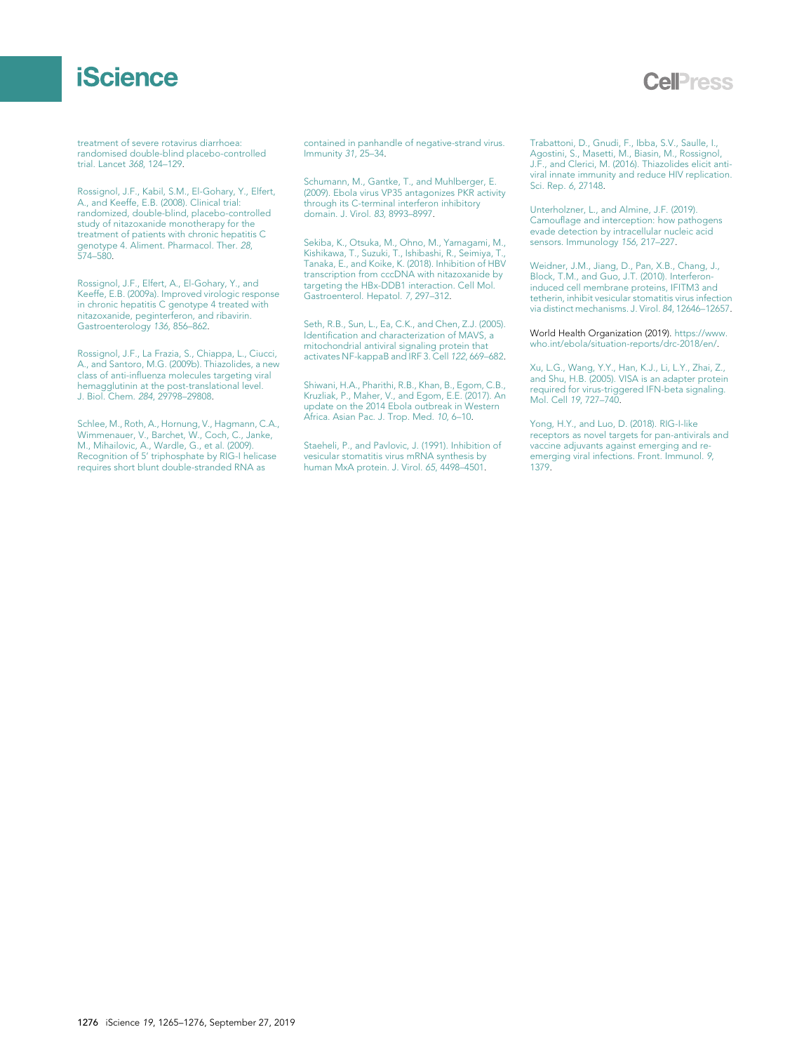treatment of severe rotavirus diarrhoea: randomised double-blind placebo-controlled trial. Lancet *368*, 124–129.

Rossignol, J.F., Kabil, S.M., El-Gohary, Y., Elfert, A., and Keeffe, E.B. (2008). Clinical trial: randomized, double-blind, placebo-controlled study of nitazoxanide monotherapy for the treatment of patients with chronic hepatitis C genotype 4. Aliment. Pharmacol. Ther. *28*, 574–580.

Rossignol, J.F., Elfert, A., El-Gohary, Y., and Keeffe, E.B. (2009a). Improved virologic response in chronic hepatitis C genotype 4 treated with nitazoxanide, peginterferon, and ribavirin. Gastroenterology *136*, 856–862.

Rossignol, J.F., La Frazia, S., Chiappa, L., Ciucci, A., and Santoro, M.G. (2009b). Thiazolides, a new class of anti-influenza molecules targeting viral hemagglutinin at the post-translational level. J. Biol. Chem. *284*, 29798–29808.

Schlee, M., Roth, A., Hornung, V., Hagmann, C.A., Wimmenauer, V., Barchet, W., Coch, C., Janke, M., Mihailovic, A., Wardle, G., et al. (2009). Recognition of 5′ triphosphate by RIG-I helicase requires short blunt double-stranded RNA as contained in panhandle of negative-strand virus. Immunity *31*, 25–34.

Schumann, M., Gantke, T., and Muhlberger, E. (2009). Ebola virus VP35 antagonizes PKR activity through its C-terminal interferon inhibitory domain. J. Virol. *83*, 8993–8997.

Sekiba, K., Otsuka, M., Ohno, M., Yamagami, M., Kishikawa, T., Suzuki, T., Ishibashi, R., Seimiya, T., Tanaka, E., and Koike, K. (2018). Inhibition of HBV transcription from cccDNA with nitazoxanide by targeting the HBx-DDB1 interaction. Cell Mol. Gastroenterol. Hepatol. *7*, 297–312.

Seth, R.B., Sun, L., Ea, C.K., and Chen, Z.J. (2005). Identification and characterization of MAVS, a mitochondrial antiviral signaling protein that activates NF-kappaB and IRF 3. Cell *122*, 669–682.

Shiwani, H.A., Pharithi, R.B., Khan, B., Egom, C.B., Kruzliak, P., Maher, V., and Egom, E.E. (2017). An update on the 2014 Ebola outbreak in Western Africa. Asian Pac. J. Trop. Med. *10*, 6–10.

Staeheli, P., and Pavlovic, J. (1991). Inhibition of vesicular stomatitis virus mRNA synthesis by human MxA protein. J. Virol. *65*, 4498–4501.

Trabattoni, D., Gnudi, F., Ibba, S.V., Saulle, I., Agostini, S., Masetti, M., Biasin, M., Rossignol, J.F., and Clerici, M. (2016). Thiazolides elicit anti-viral innate immunity and reduce HIV replication. Sci. Rep. *6*, 27148.

Unterholzner, L., and Almine, J.F. (2019). Camouflage and interception: how pathogens evade detection by intracellular nucleic acid sensors. Immunology *156*, 217–227.

Weidner, J.M., Jiang, D., Pan, X.B., Chang, J., Block, T.M., and Guo, J.T. (2010). Interferon-induced cell membrane proteins, IFITM3 and tetherin, inhibit vesicular stomatitis virus infection via distinct mechanisms. J. Virol. *84*, 12646–12657.

World Health Organization (2019). https://www.who.int/ebola/situation-reports/drc-2018/en/.

Xu, L.G., Wang, Y.Y., Han, K.J., Li, L.Y., Zhai, Z., and Shu, H.B. (2005). VISA is an adapter protein required for virus-triggered IFN-beta signaling. Mol. Cell *19*, 727–740.

Yong, H.Y., and Luo, D. (2018). RIG-I-like receptors as novel targets for pan-antivirals and vaccine adjuvants against emerging and re-emerging viral infections. Front. Immunol. *9*, 1379.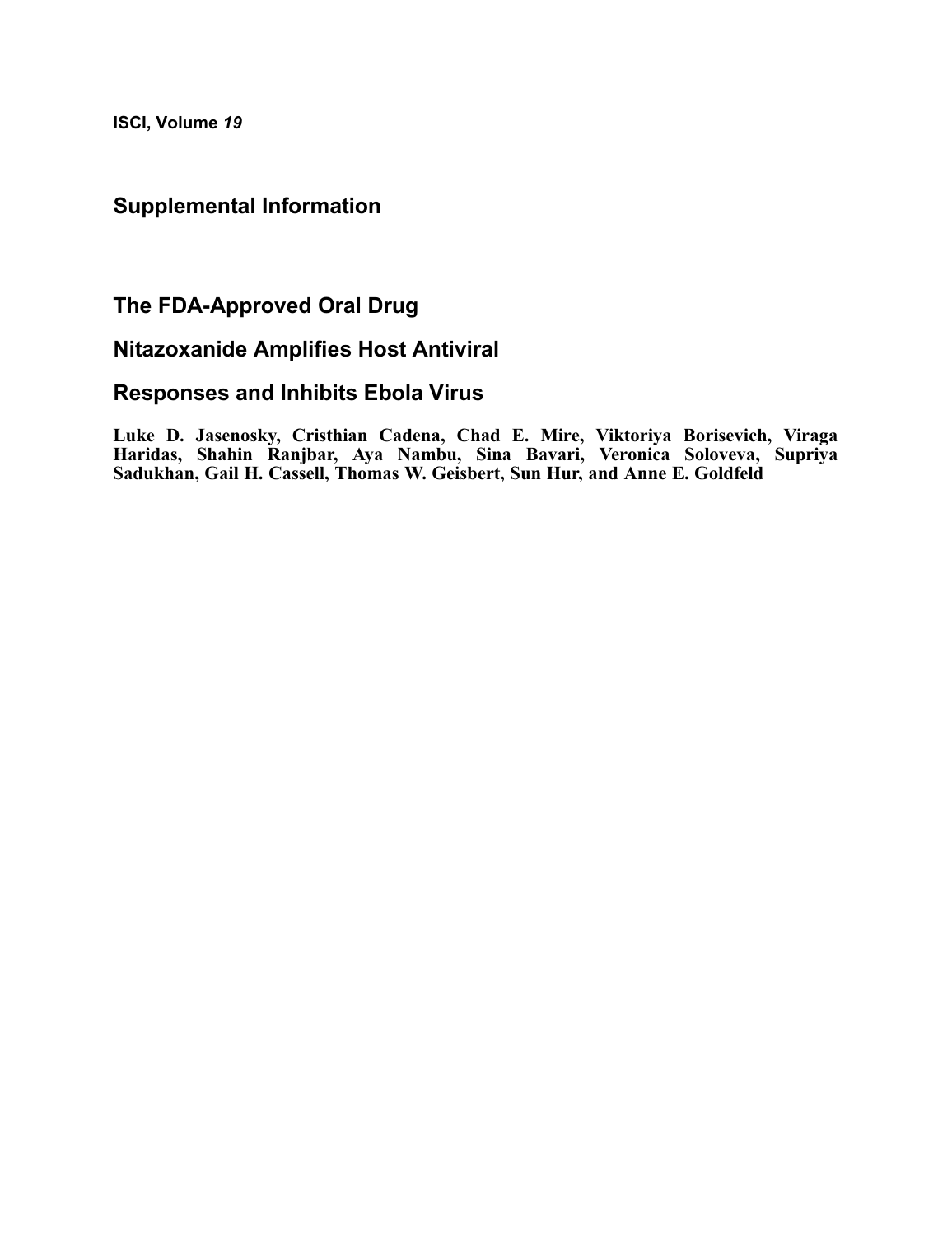ISCI, Volume *19*

## Supplemental Information

# The FDA-Approved Oral Drug

# Nitazoxanide Amplifies Host Antiviral

# Responses and Inhibits Ebola Virus

**Luke D. Jasenosky, Cristhian Cadena, Chad E. Mire, Viktoriya Borisevich, Viraga Haridas, Shahin Ranjbar, Aya Nambu, Sina Bavari, Veronica Soloveva, Supriya Sadukhan, Gail H. Cassell, Thomas W. Geisbert, Sun Hur, and Anne E. Goldfeld**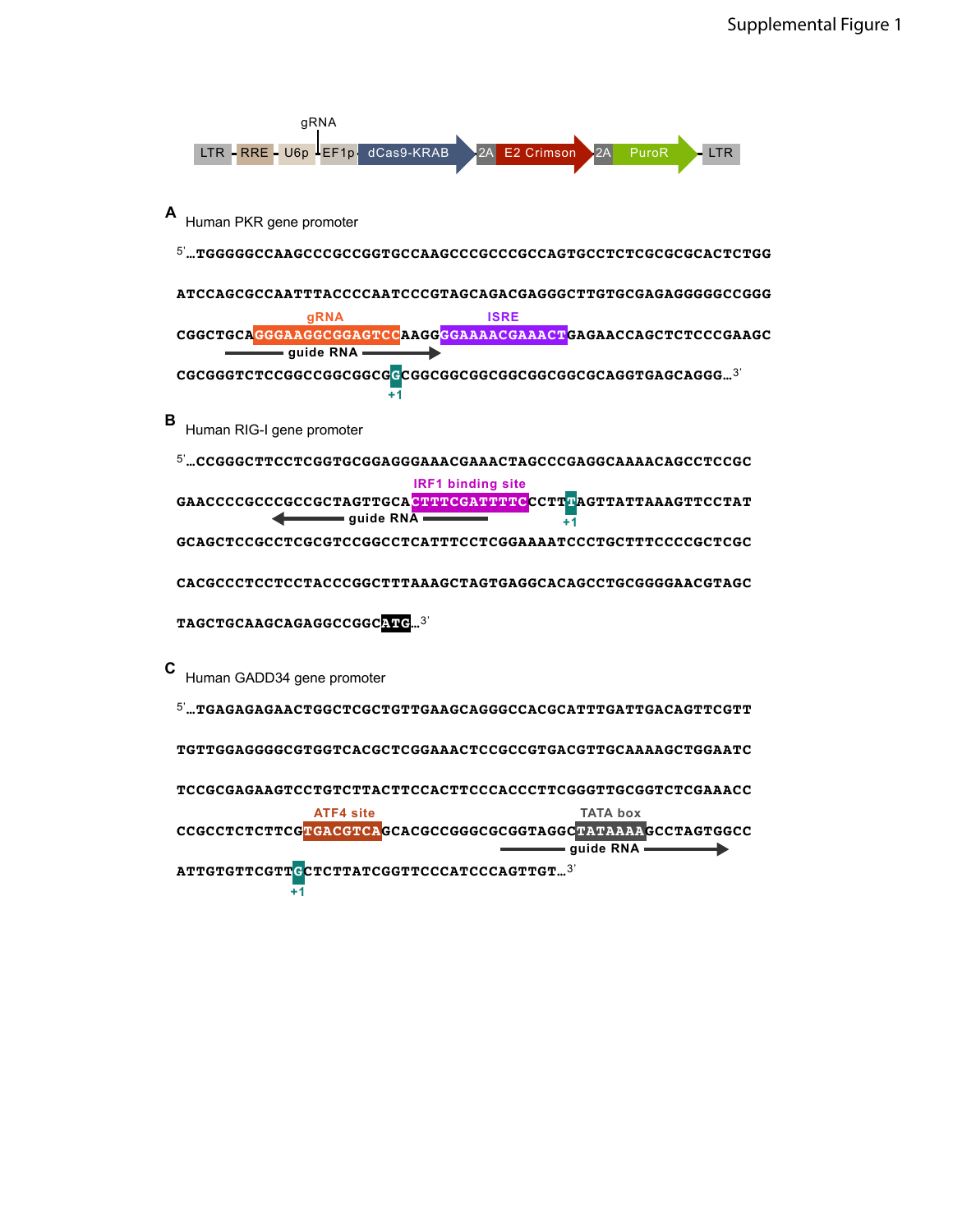Supplemental Figure 1

LTR – RRE – U6p – gRNA – EF1p – dCas9-KRAB – 2A – E2 Crimson – 2A – PuroR – LTR

**A** Human PKR gene promoter

```
5'…TGGGGGCCAAGCCCGCCGGTGCCAAGCCCGCCCGCCAGTGCCTCTCGCGCGCACTCTGG

ATCCAGCGCCAATTTACCCCAATCCCGTAGCAGACGAGGGCTTGTGCGAGAGGGGGCCGGG

CGGCTGCAGGGAAGGCGGAGTCCAAGGGGAAAACGAAACTGAGAACCAGCTCTCCCGAAGC

CGCGGGTCTCCGGCCGGCGGCGGCGGCGGCGGCGGCGGCGGCGCAGGTGAGCAGGG…3'
```

gRNA: GGGAAGGCGGAGTCC; ISRE: GGAAAACGAAACT; guide RNA →; +1: G

**B** Human RIG-I gene promoter

```
5'…CCGGGCTTCCTCGGTGCGGAGGGAAACGAAACTAGCCCGAGGCAAAACAGCCTCCGC

GAACCCCGCCCGCCGCTAGTTGCACTTTCGATTTTCCCTTTAGTTATTAAAGTTCCTAT

GCAGCTCCGCCTCGCGTCCGGCCTCATTTCCTCGGAAAATCCCTGCTTTCCCCGCTCGC

CACGCCCTCCTCCTACCCGGCTTTAAAGCTAGTGAGGCACAGCCTGCGGGGAACGTAGC

TAGCTGCAAGCAGAGGCCGGCATG…3'
```

IRF1 binding site: CTTTCGATTTTC; ← guide RNA; +1: T; ATG

**C** Human GADD34 gene promoter

```
5'…TGAGAGAGAACTGGCTCGCTGTTGAAGCAGGGCCACGCATTTGATTGACAGTTCGTT

TGTTGGAGGGGCGTGGTCACGCTCGGAAACTCCGCCGTGACGTTGCAAAAGCTGGAATC

TCCGCGAGAAGTCCTGTCTTACTTCCACTTCCCACCCTTCGGGTTGCGGTCTCGAAACC

CCGCCTCTCTTCGTGACGTCAGCACGCCGGGCGCGGTAGGCTATAAAAGCCTAGTGGCC

ATTGTGTTCGTTGCTCTTATCGGTTCCCATCCCAGTTGT…3'
```

ATF4 site: TGACGTCA; TATA box: TATAAAA; guide RNA →; +1: G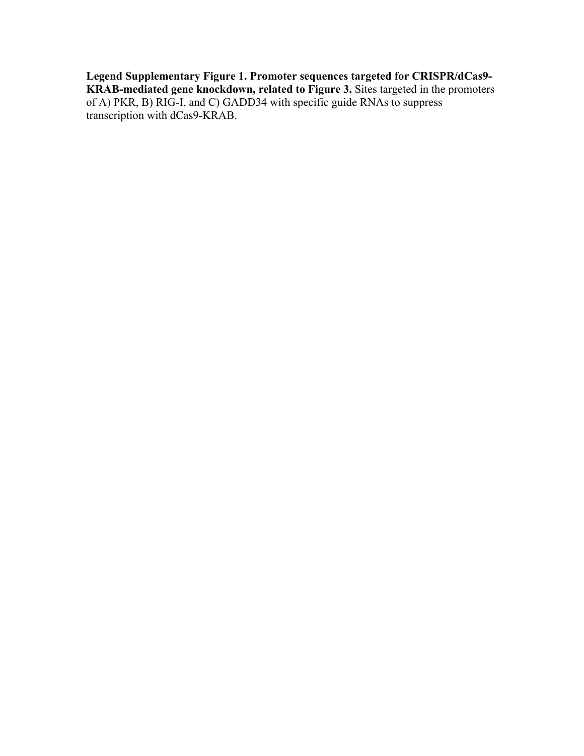**Legend Supplementary Figure 1. Promoter sequences targeted for CRISPR/dCas9-KRAB-mediated gene knockdown, related to Figure 3.** Sites targeted in the promoters of A) PKR, B) RIG-I, and C) GADD34 with specific guide RNAs to suppress transcription with dCas9-KRAB.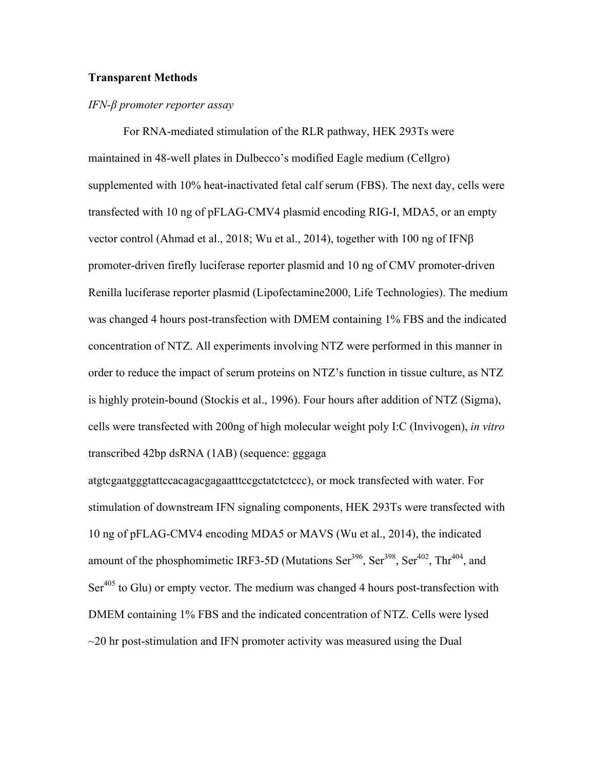**Transparent Methods**

*IFN-β promoter reporter assay*

For RNA-mediated stimulation of the RLR pathway, HEK 293Ts were maintained in 48-well plates in Dulbecco's modified Eagle medium (Cellgro) supplemented with 10% heat-inactivated fetal calf serum (FBS). The next day, cells were transfected with 10 ng of pFLAG-CMV4 plasmid encoding RIG-I, MDA5, or an empty vector control (Ahmad et al., 2018; Wu et al., 2014), together with 100 ng of IFNβ promoter-driven firefly luciferase reporter plasmid and 10 ng of CMV promoter-driven Renilla luciferase reporter plasmid (Lipofectamine2000, Life Technologies). The medium was changed 4 hours post-transfection with DMEM containing 1% FBS and the indicated concentration of NTZ. All experiments involving NTZ were performed in this manner in order to reduce the impact of serum proteins on NTZ's function in tissue culture, as NTZ is highly protein-bound (Stockis et al., 1996). Four hours after addition of NTZ (Sigma), cells were transfected with 200ng of high molecular weight poly I:C (Invivogen), *in vitro* transcribed 42bp dsRNA (1AB) (sequence: gggaga atgtcgaatgggtattccacagacgagaatttccgctatctctccc), or mock transfected with water. For stimulation of downstream IFN signaling components, HEK 293Ts were transfected with 10 ng of pFLAG-CMV4 encoding MDA5 or MAVS (Wu et al., 2014), the indicated amount of the phosphomimetic IRF3-5D (Mutations $Ser^{396}$, $Ser^{398}$, $Ser^{402}$, $Thr^{404}$, and $Ser^{405}$ to Glu) or empty vector. The medium was changed 4 hours post-transfection with DMEM containing 1% FBS and the indicated concentration of NTZ. Cells were lysed ~20 hr post-stimulation and IFN promoter activity was measured using the Dual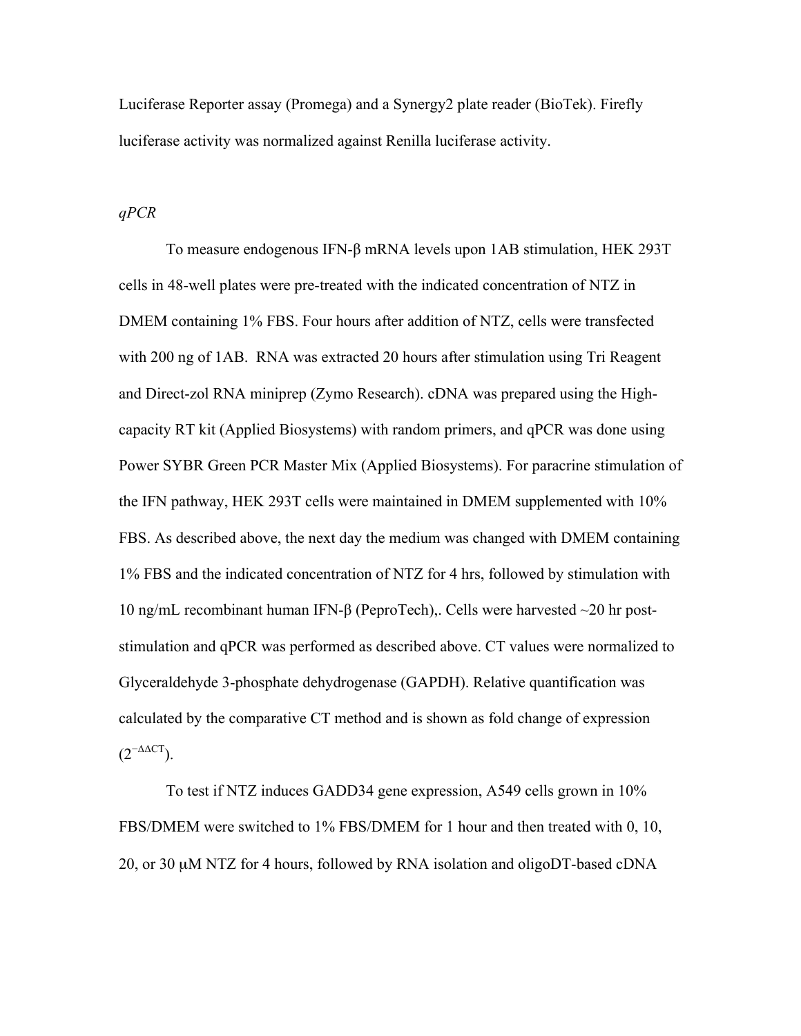Luciferase Reporter assay (Promega) and a Synergy2 plate reader (BioTek). Firefly luciferase activity was normalized against Renilla luciferase activity.

*qPCR*

To measure endogenous IFN-β mRNA levels upon 1AB stimulation, HEK 293T cells in 48-well plates were pre-treated with the indicated concentration of NTZ in DMEM containing 1% FBS. Four hours after addition of NTZ, cells were transfected with 200 ng of 1AB. RNA was extracted 20 hours after stimulation using Tri Reagent and Direct-zol RNA miniprep (Zymo Research). cDNA was prepared using the High-capacity RT kit (Applied Biosystems) with random primers, and qPCR was done using Power SYBR Green PCR Master Mix (Applied Biosystems). For paracrine stimulation of the IFN pathway, HEK 293T cells were maintained in DMEM supplemented with 10% FBS. As described above, the next day the medium was changed with DMEM containing 1% FBS and the indicated concentration of NTZ for 4 hrs, followed by stimulation with 10 ng/mL recombinant human IFN-β (PeproTech),. Cells were harvested ~20 hr post-stimulation and qPCR was performed as described above. CT values were normalized to Glyceraldehyde 3-phosphate dehydrogenase (GAPDH). Relative quantification was calculated by the comparative CT method and is shown as fold change of expression ($2^{-\Delta\Delta CT}$).

To test if NTZ induces GADD34 gene expression, A549 cells grown in 10% FBS/DMEM were switched to 1% FBS/DMEM for 1 hour and then treated with 0, 10, 20, or 30 μM NTZ for 4 hours, followed by RNA isolation and oligoDT-based cDNA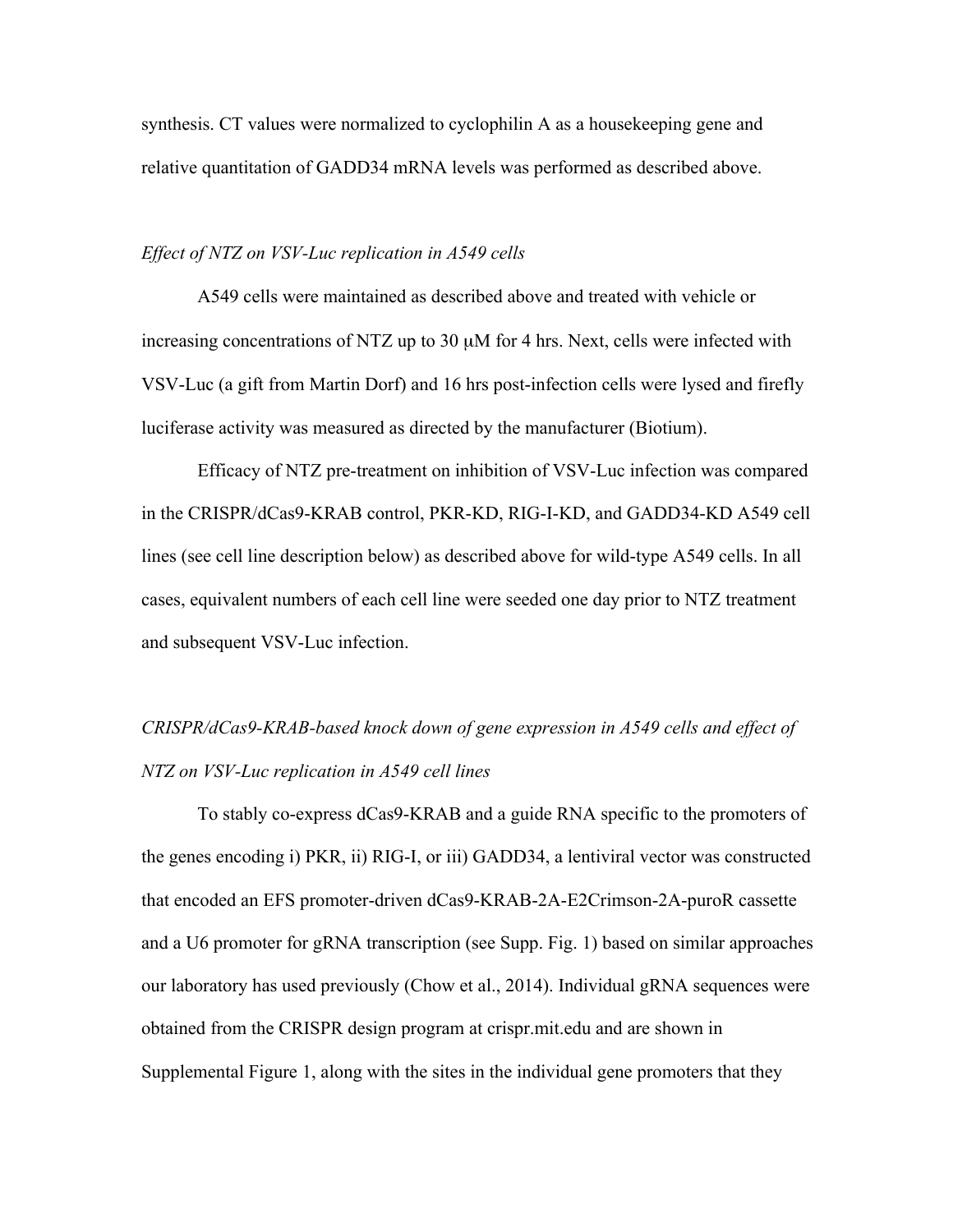synthesis. CT values were normalized to cyclophilin A as a housekeeping gene and relative quantitation of GADD34 mRNA levels was performed as described above.

*Effect of NTZ on VSV-Luc replication in A549 cells*

A549 cells were maintained as described above and treated with vehicle or increasing concentrations of NTZ up to 30 μM for 4 hrs. Next, cells were infected with VSV-Luc (a gift from Martin Dorf) and 16 hrs post-infection cells were lysed and firefly luciferase activity was measured as directed by the manufacturer (Biotium).

Efficacy of NTZ pre-treatment on inhibition of VSV-Luc infection was compared in the CRISPR/dCas9-KRAB control, PKR-KD, RIG-I-KD, and GADD34-KD A549 cell lines (see cell line description below) as described above for wild-type A549 cells. In all cases, equivalent numbers of each cell line were seeded one day prior to NTZ treatment and subsequent VSV-Luc infection.

*CRISPR/dCas9-KRAB-based knock down of gene expression in A549 cells and effect of NTZ on VSV-Luc replication in A549 cell lines*

To stably co-express dCas9-KRAB and a guide RNA specific to the promoters of the genes encoding i) PKR, ii) RIG-I, or iii) GADD34, a lentiviral vector was constructed that encoded an EFS promoter-driven dCas9-KRAB-2A-E2Crimson-2A-puroR cassette and a U6 promoter for gRNA transcription (see Supp. Fig. 1) based on similar approaches our laboratory has used previously (Chow et al., 2014). Individual gRNA sequences were obtained from the CRISPR design program at crispr.mit.edu and are shown in Supplemental Figure 1, along with the sites in the individual gene promoters that they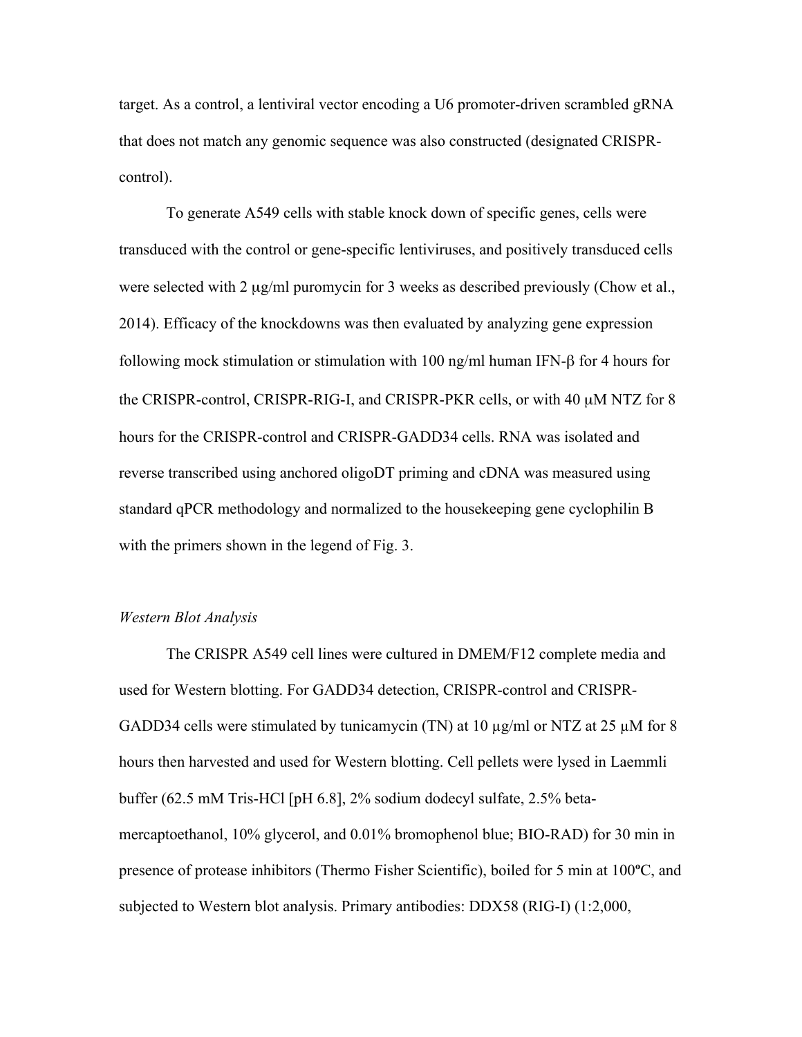target. As a control, a lentiviral vector encoding a U6 promoter-driven scrambled gRNA that does not match any genomic sequence was also constructed (designated CRISPR-control).

To generate A549 cells with stable knock down of specific genes, cells were transduced with the control or gene-specific lentiviruses, and positively transduced cells were selected with 2 μg/ml puromycin for 3 weeks as described previously (Chow et al., 2014). Efficacy of the knockdowns was then evaluated by analyzing gene expression following mock stimulation or stimulation with 100 ng/ml human IFN-β for 4 hours for the CRISPR-control, CRISPR-RIG-I, and CRISPR-PKR cells, or with 40 μM NTZ for 8 hours for the CRISPR-control and CRISPR-GADD34 cells. RNA was isolated and reverse transcribed using anchored oligoDT priming and cDNA was measured using standard qPCR methodology and normalized to the housekeeping gene cyclophilin B with the primers shown in the legend of Fig. 3.

*Western Blot Analysis*

The CRISPR A549 cell lines were cultured in DMEM/F12 complete media and used for Western blotting. For GADD34 detection, CRISPR-control and CRISPR-GADD34 cells were stimulated by tunicamycin (TN) at 10 μg/ml or NTZ at 25 μM for 8 hours then harvested and used for Western blotting. Cell pellets were lysed in Laemmli buffer (62.5 mM Tris-HCl [pH 6.8], 2% sodium dodecyl sulfate, 2.5% beta-mercaptoethanol, 10% glycerol, and 0.01% bromophenol blue; BIO-RAD) for 30 min in presence of protease inhibitors (Thermo Fisher Scientific), boiled for 5 min at 100ºC, and subjected to Western blot analysis. Primary antibodies: DDX58 (RIG-I) (1:2,000,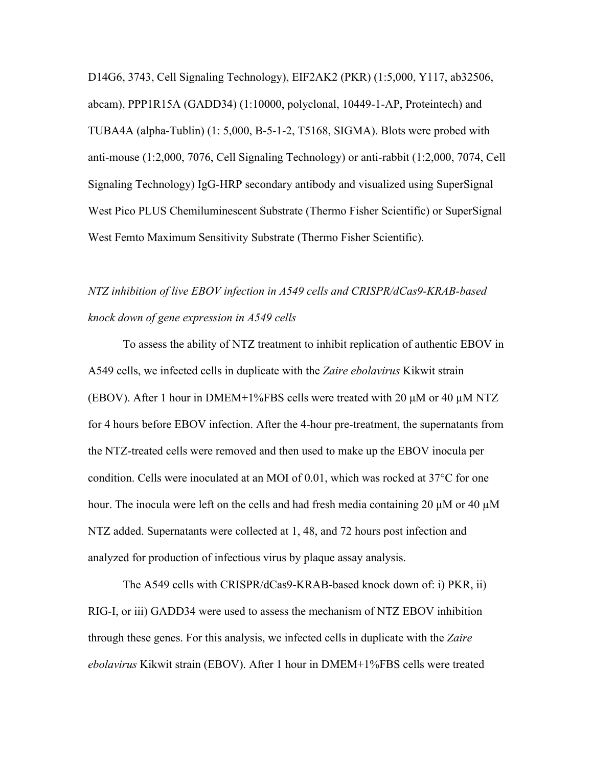D14G6, 3743, Cell Signaling Technology), EIF2AK2 (PKR) (1:5,000, Y117, ab32506, abcam), PPP1R15A (GADD34) (1:10000, polyclonal, 10449-1-AP, Proteintech) and TUBA4A (alpha-Tublin) (1: 5,000, B-5-1-2, T5168, SIGMA). Blots were probed with anti-mouse (1:2,000, 7076, Cell Signaling Technology) or anti-rabbit (1:2,000, 7074, Cell Signaling Technology) IgG-HRP secondary antibody and visualized using SuperSignal West Pico PLUS Chemiluminescent Substrate (Thermo Fisher Scientific) or SuperSignal West Femto Maximum Sensitivity Substrate (Thermo Fisher Scientific).

*NTZ inhibition of live EBOV infection in A549 cells and CRISPR/dCas9-KRAB-based knock down of gene expression in A549 cells*

To assess the ability of NTZ treatment to inhibit replication of authentic EBOV in A549 cells, we infected cells in duplicate with the *Zaire ebolavirus* Kikwit strain (EBOV). After 1 hour in DMEM+1%FBS cells were treated with 20 μM or 40 μM NTZ for 4 hours before EBOV infection. After the 4-hour pre-treatment, the supernatants from the NTZ-treated cells were removed and then used to make up the EBOV inocula per condition. Cells were inoculated at an MOI of 0.01, which was rocked at 37°C for one hour. The inocula were left on the cells and had fresh media containing 20 μM or 40 μM NTZ added. Supernatants were collected at 1, 48, and 72 hours post infection and analyzed for production of infectious virus by plaque assay analysis.

The A549 cells with CRISPR/dCas9-KRAB-based knock down of: i) PKR, ii) RIG-I, or iii) GADD34 were used to assess the mechanism of NTZ EBOV inhibition through these genes. For this analysis, we infected cells in duplicate with the *Zaire ebolavirus* Kikwit strain (EBOV). After 1 hour in DMEM+1%FBS cells were treated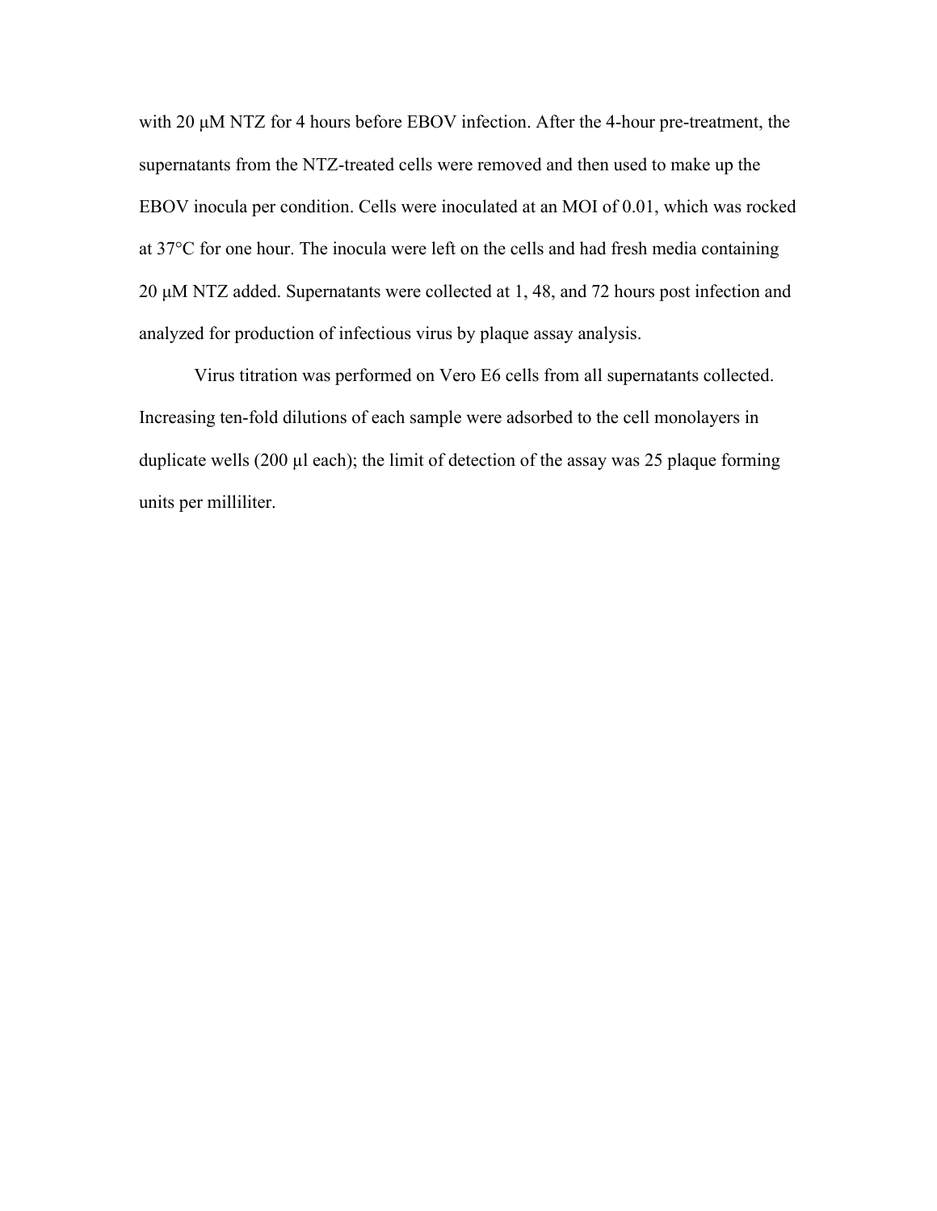with 20 μM NTZ for 4 hours before EBOV infection. After the 4-hour pre-treatment, the supernatants from the NTZ-treated cells were removed and then used to make up the EBOV inocula per condition. Cells were inoculated at an MOI of 0.01, which was rocked at 37°C for one hour. The inocula were left on the cells and had fresh media containing 20 μM NTZ added. Supernatants were collected at 1, 48, and 72 hours post infection and analyzed for production of infectious virus by plaque assay analysis.

Virus titration was performed on Vero E6 cells from all supernatants collected. Increasing ten-fold dilutions of each sample were adsorbed to the cell monolayers in duplicate wells (200 μl each); the limit of detection of the assay was 25 plaque forming units per milliliter.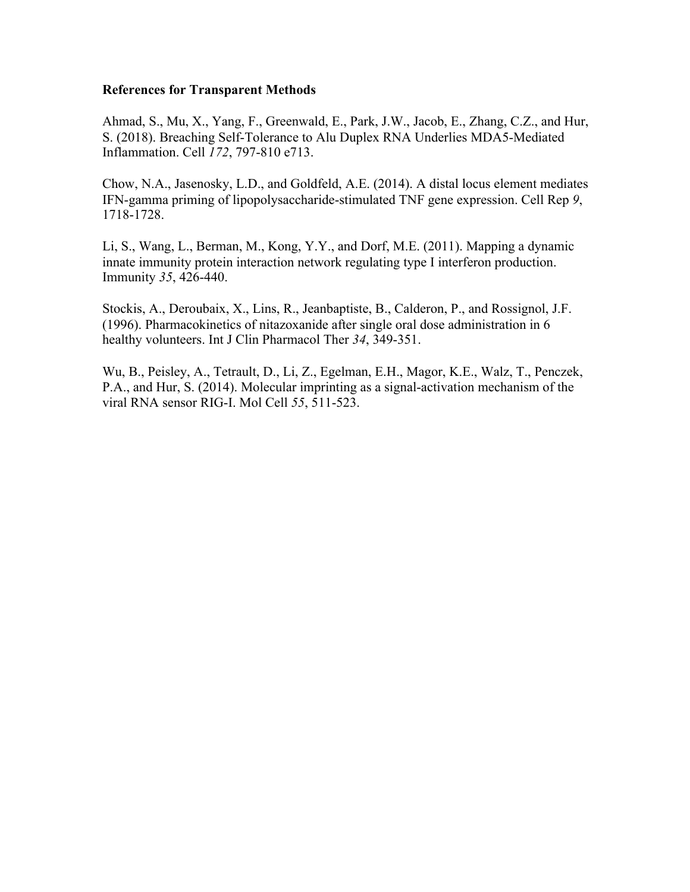**References for Transparent Methods**

Ahmad, S., Mu, X., Yang, F., Greenwald, E., Park, J.W., Jacob, E., Zhang, C.Z., and Hur, S. (2018). Breaching Self-Tolerance to Alu Duplex RNA Underlies MDA5-Mediated Inflammation. Cell *172*, 797-810 e713.

Chow, N.A., Jasenosky, L.D., and Goldfeld, A.E. (2014). A distal locus element mediates IFN-gamma priming of lipopolysaccharide-stimulated TNF gene expression. Cell Rep *9*, 1718-1728.

Li, S., Wang, L., Berman, M., Kong, Y.Y., and Dorf, M.E. (2011). Mapping a dynamic innate immunity protein interaction network regulating type I interferon production. Immunity *35*, 426-440.

Stockis, A., Deroubaix, X., Lins, R., Jeanbaptiste, B., Calderon, P., and Rossignol, J.F. (1996). Pharmacokinetics of nitazoxanide after single oral dose administration in 6 healthy volunteers. Int J Clin Pharmacol Ther *34*, 349-351.

Wu, B., Peisley, A., Tetrault, D., Li, Z., Egelman, E.H., Magor, K.E., Walz, T., Penczek, P.A., and Hur, S. (2014). Molecular imprinting as a signal-activation mechanism of the viral RNA sensor RIG-I. Mol Cell *55*, 511-523.